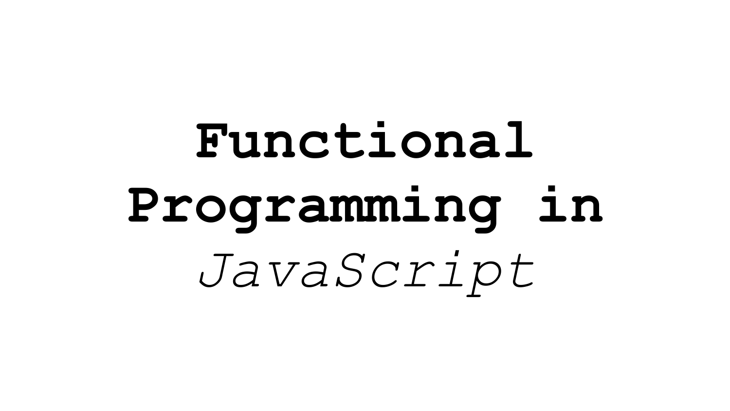# **Functional Programming in** *JavaScript*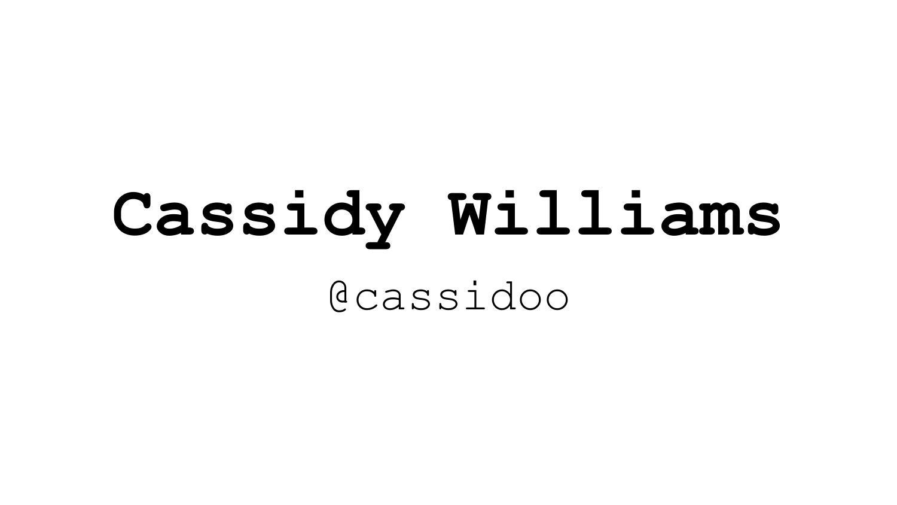# Cassidy Williams

@cassidoo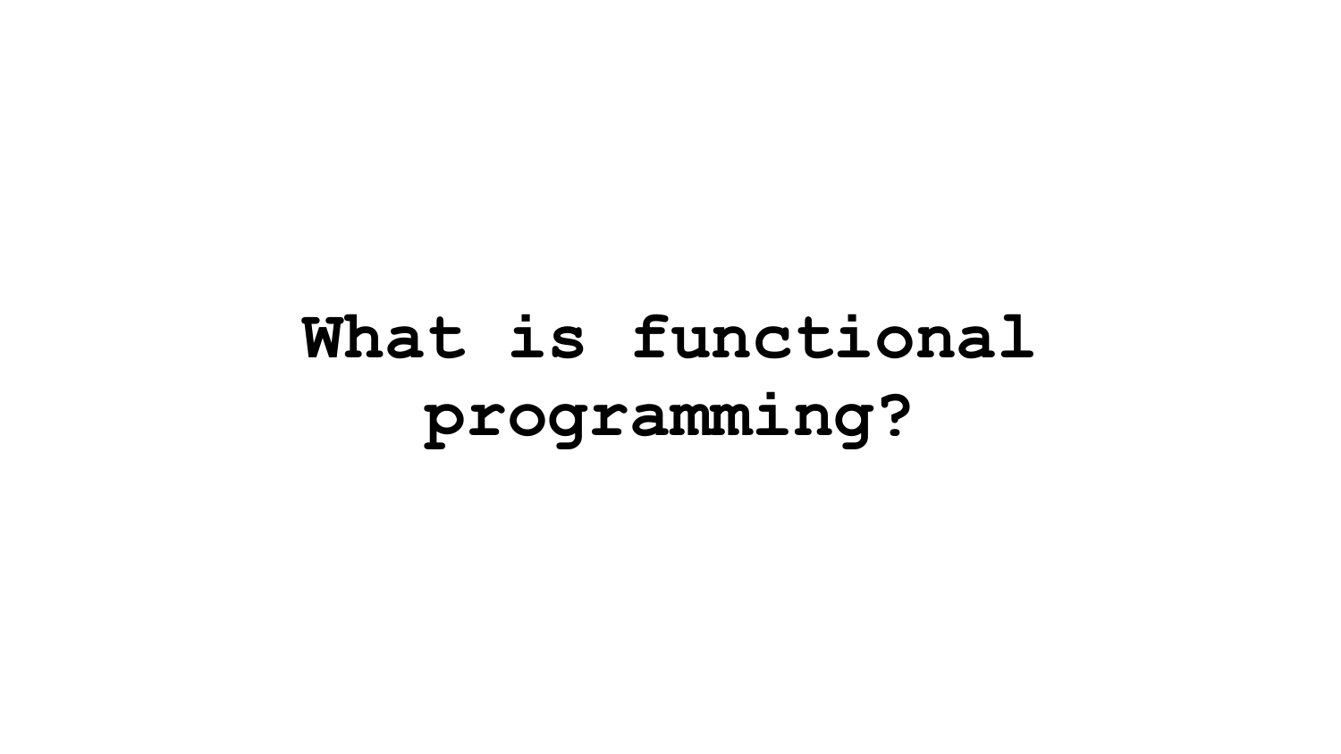# What is functional programming?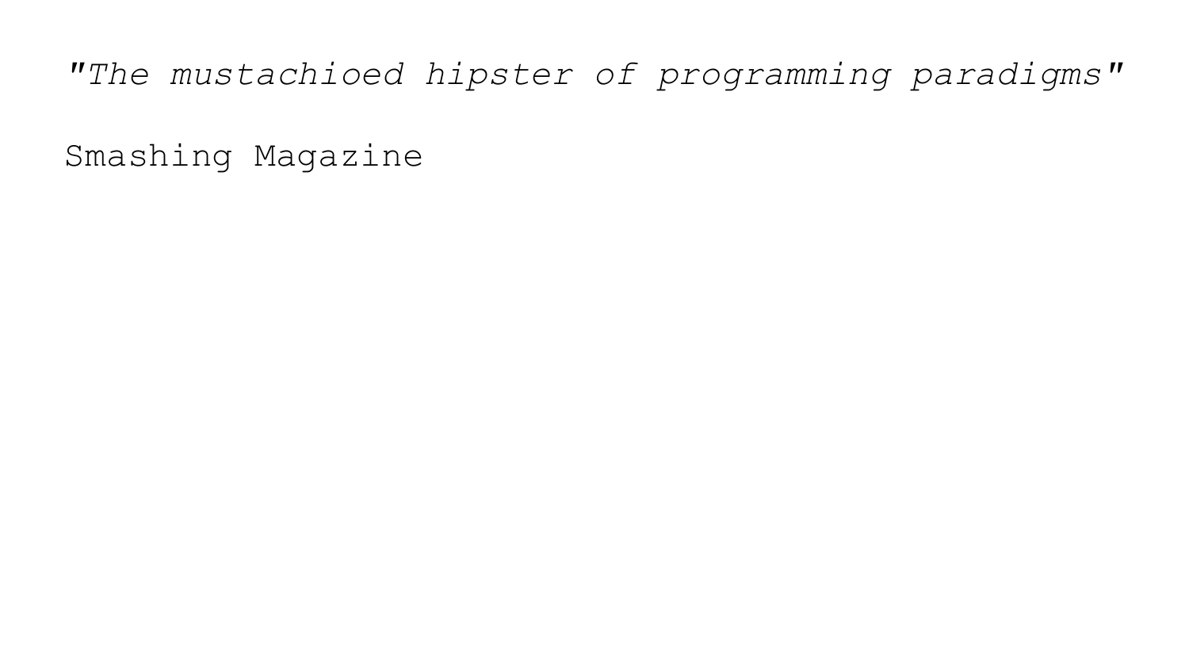*"The mustachioed hipster of programming paradigms"*

Smashing Magazine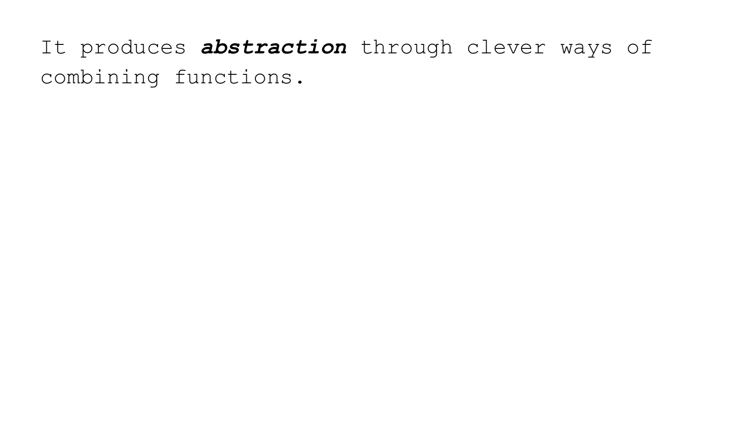It produces ***abstraction*** through clever ways of combining functions.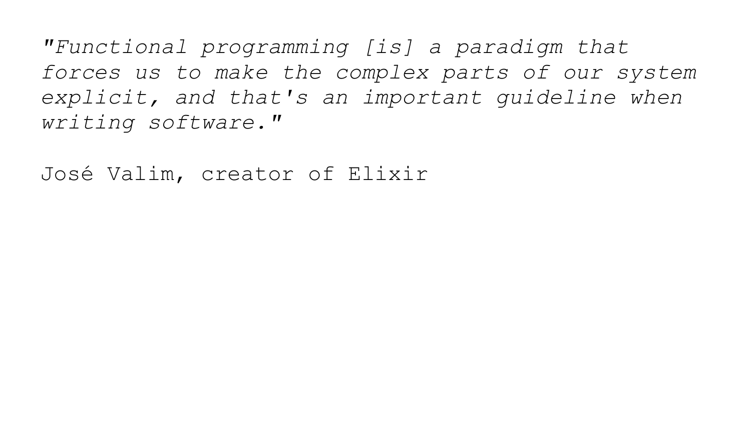*"Functional programming [is] a paradigm that forces us to make the complex parts of our system explicit, and that's an important guideline when writing software."*

José Valim, creator of Elixir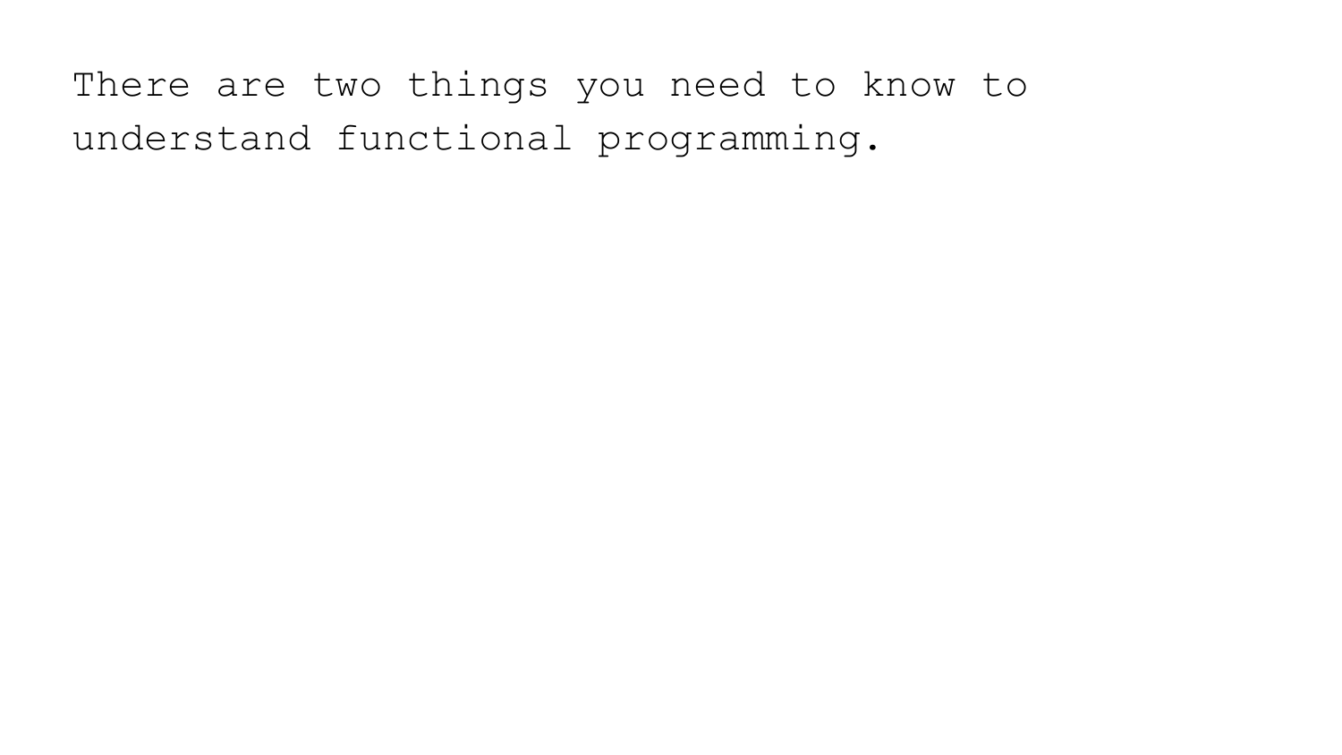There are two things you need to know to understand functional programming.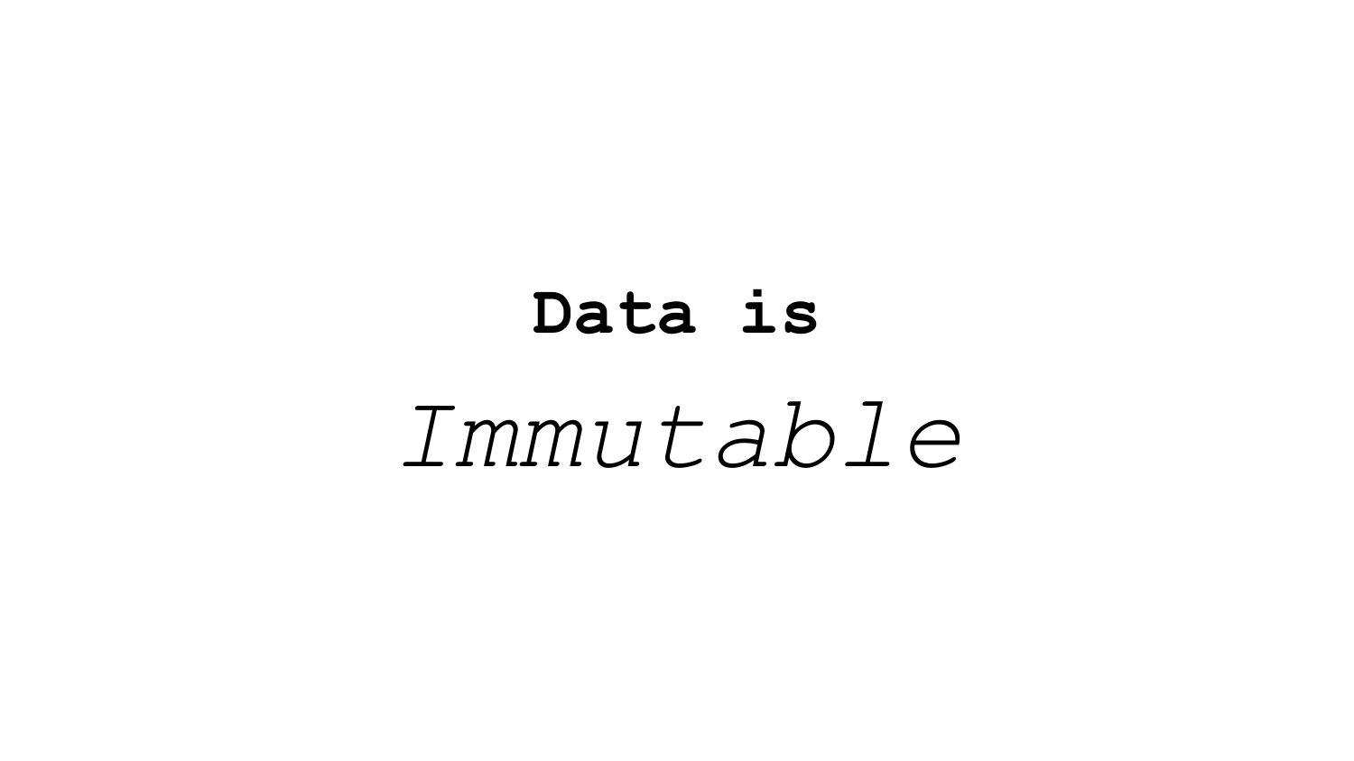**Data is**

*Immutable*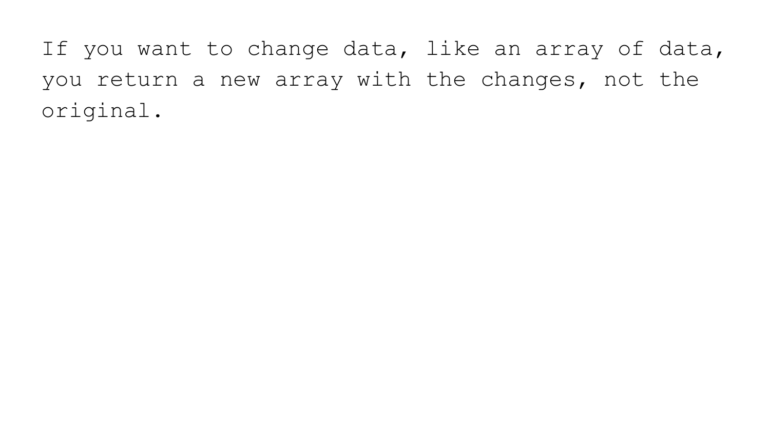If you want to change data, like an array of data, you return a new array with the changes, not the original.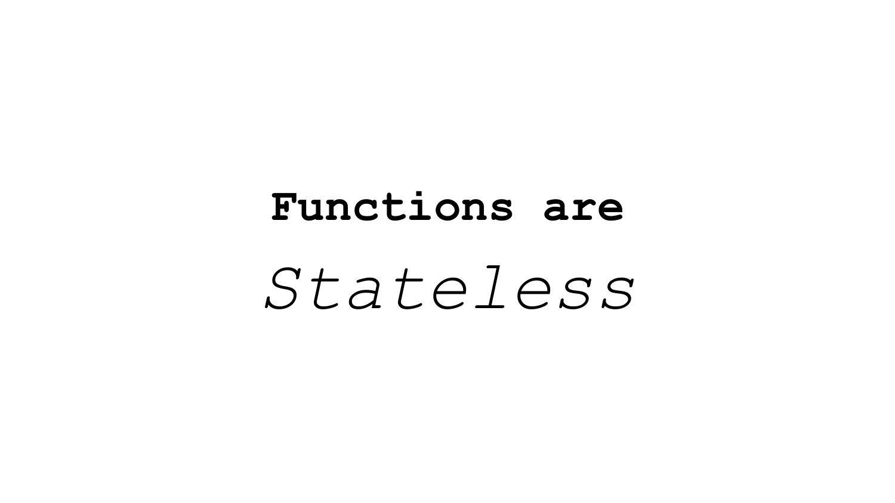**Functions are**

*Stateless*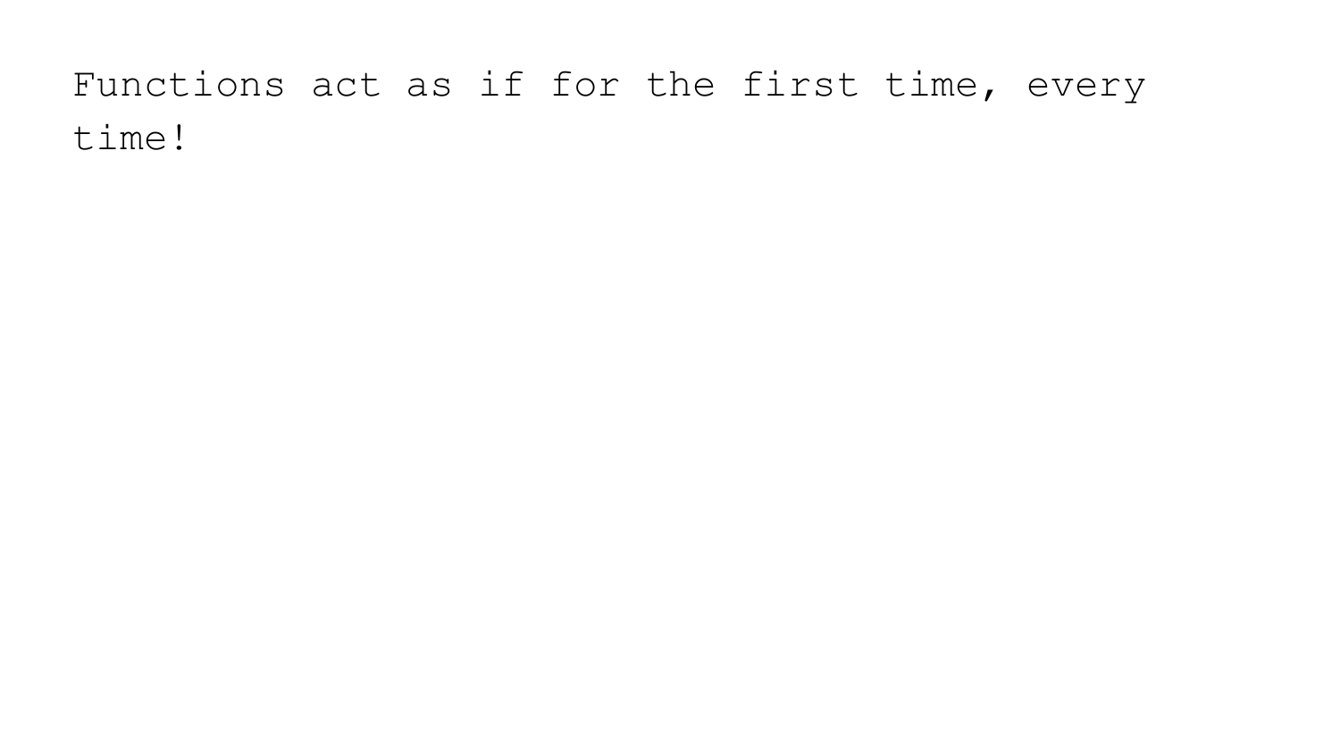Functions act as if for the first time, every time!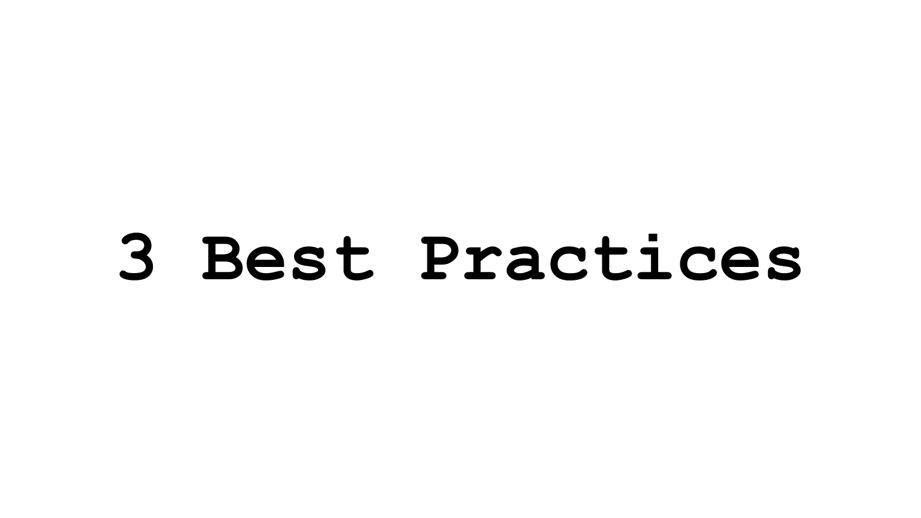# 3 Best Practices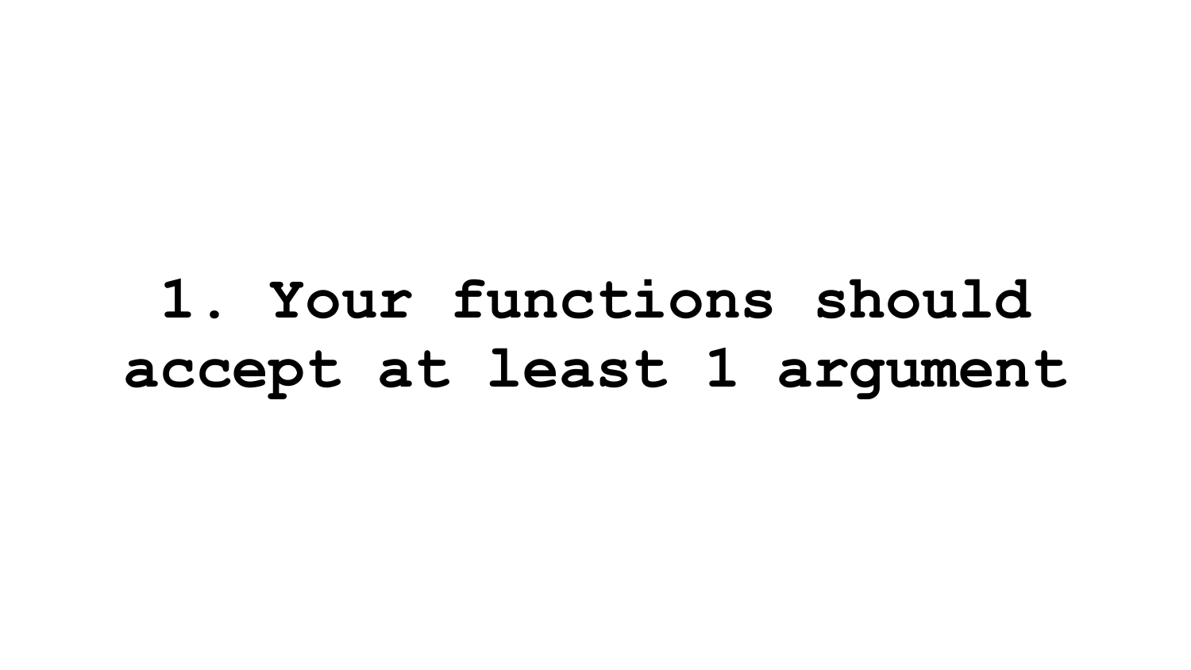**1. Your functions should accept at least 1 argument**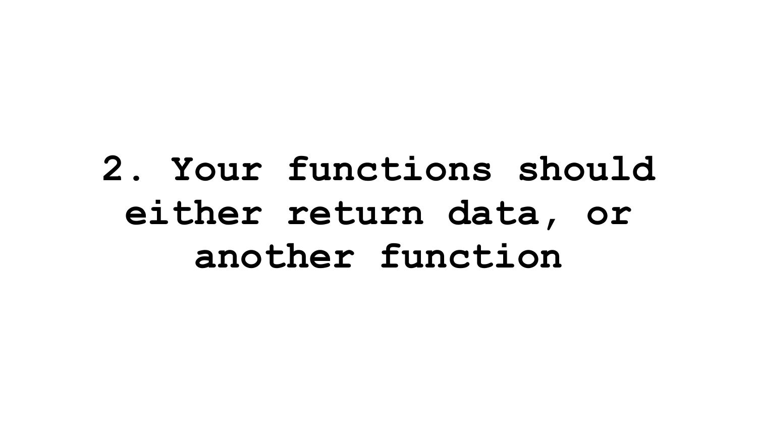# 2. Your functions should either return data, or another function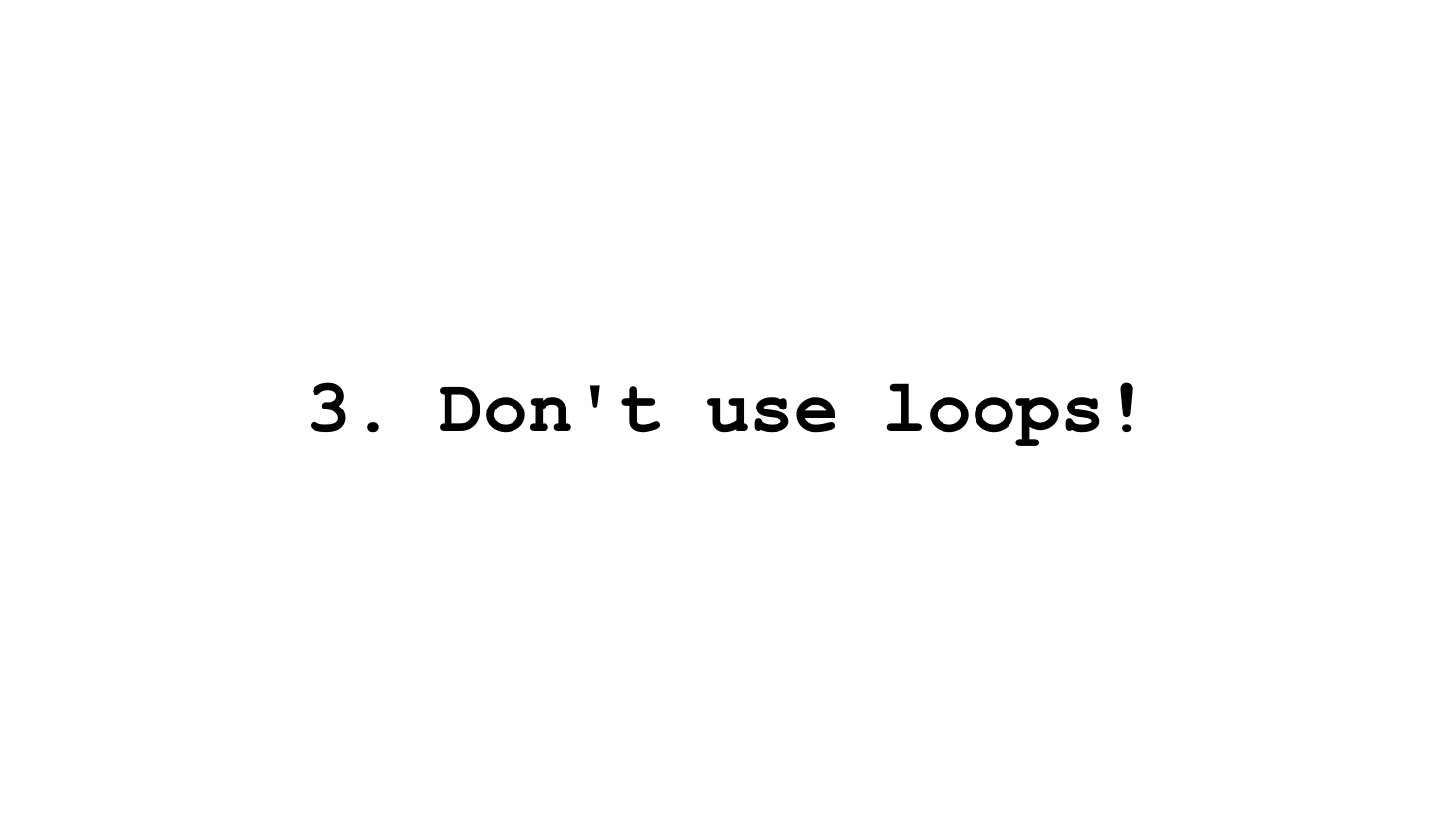# 3. Don't use loops!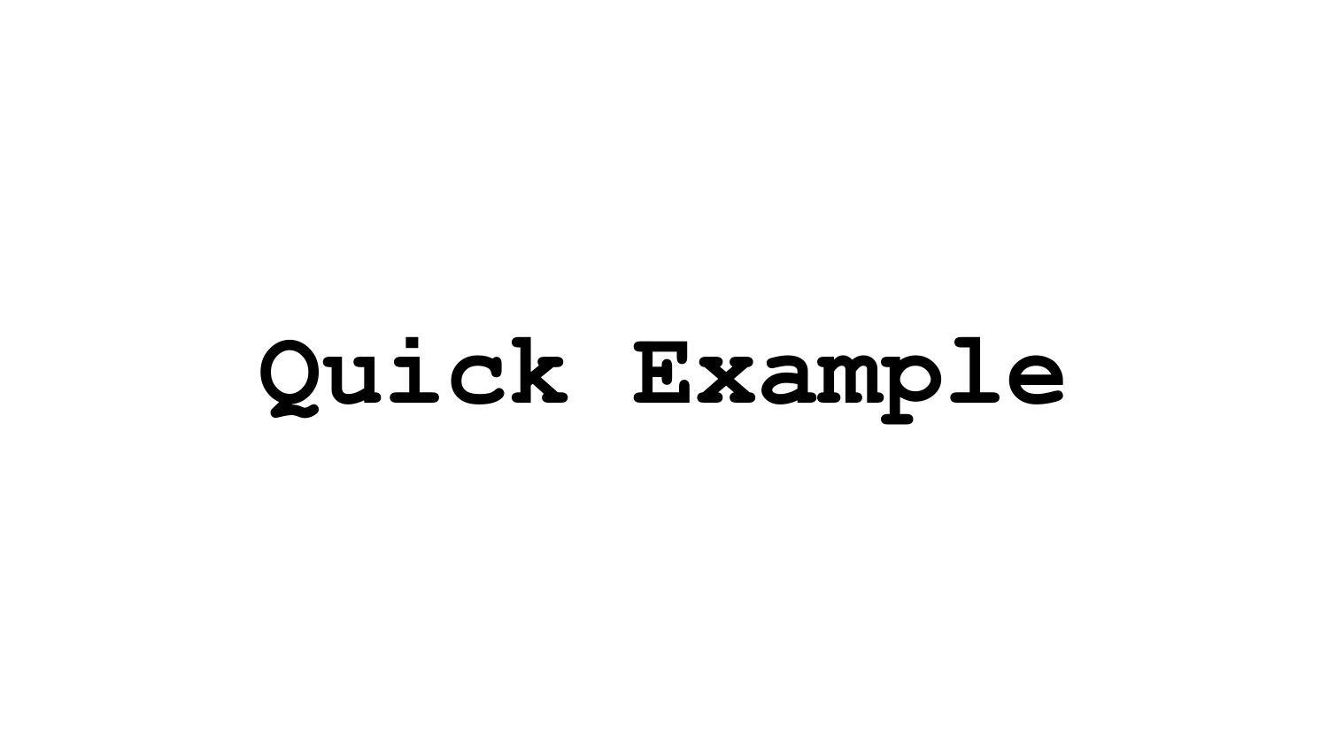# Quick Example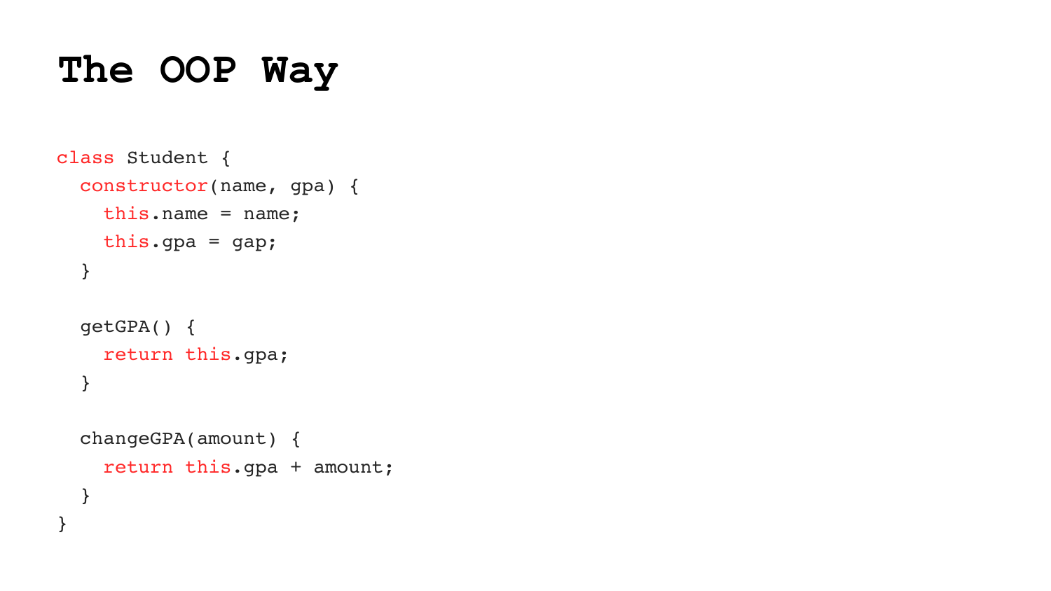# The OOP Way

```
class Student {
  constructor(name, gpa) {
    this.name = name;
    this.gpa = gap;
  }

  getGPA() {
    return this.gpa;
  }

  changeGPA(amount) {
    return this.gpa + amount;
  }
}
```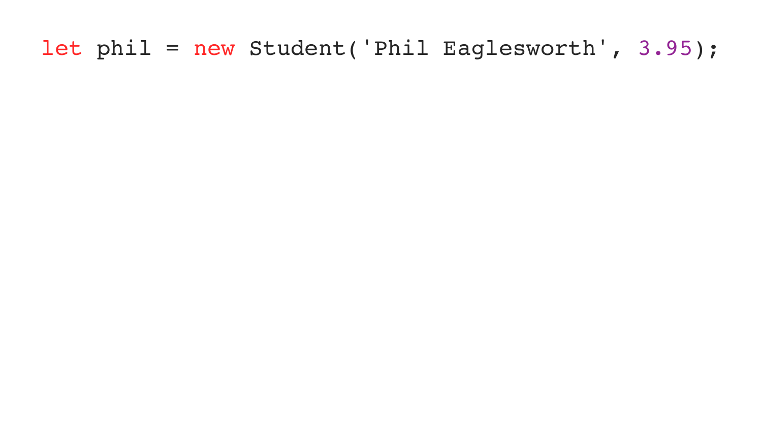```
let phil = new Student('Phil Eaglesworth', 3.95);
```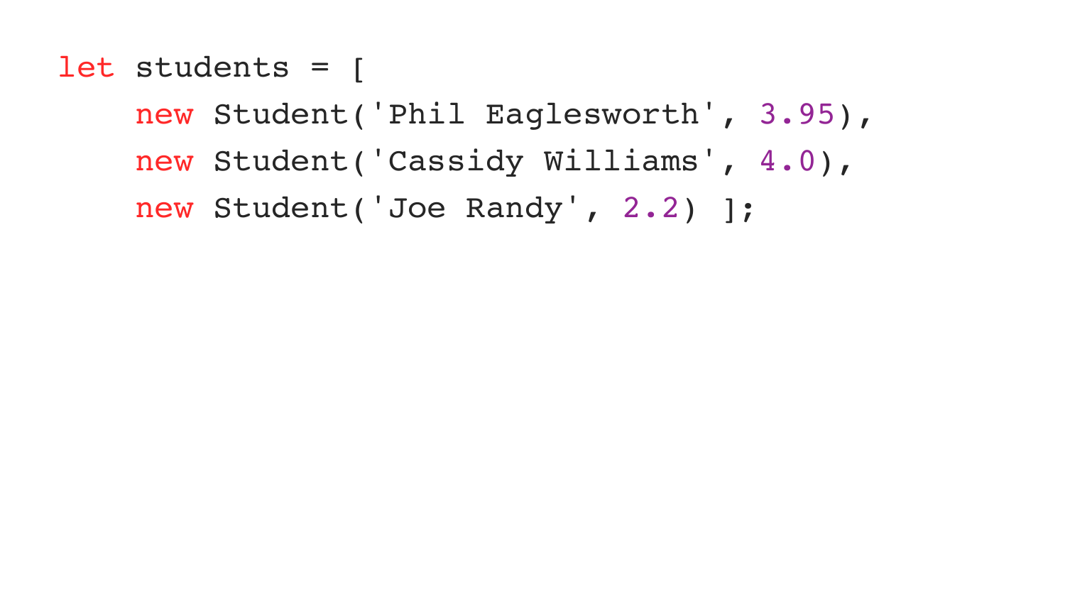```
let students = [
    new Student('Phil Eaglesworth', 3.95),
    new Student('Cassidy Williams', 4.0),
    new Student('Joe Randy', 2.2) ];
```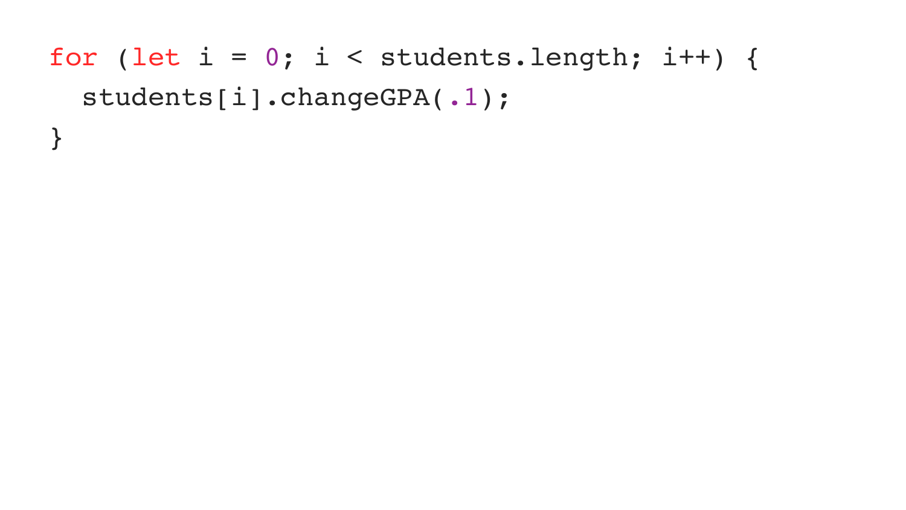```
for (let i = 0; i < students.length; i++) {
  students[i].changeGPA(.1);
}
```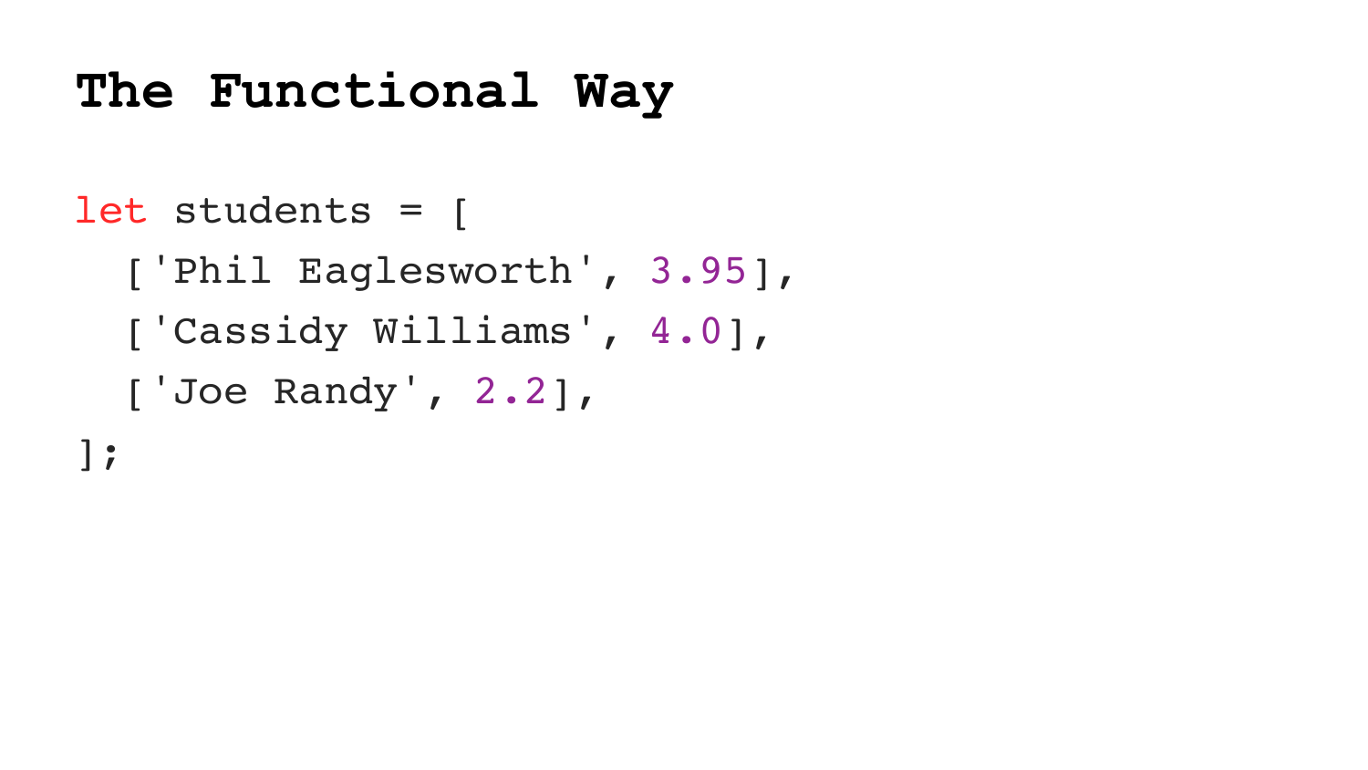# The Functional Way

```
let students = [
  ['Phil Eaglesworth', 3.95],
  ['Cassidy Williams', 4.0],
  ['Joe Randy', 2.2],
];
```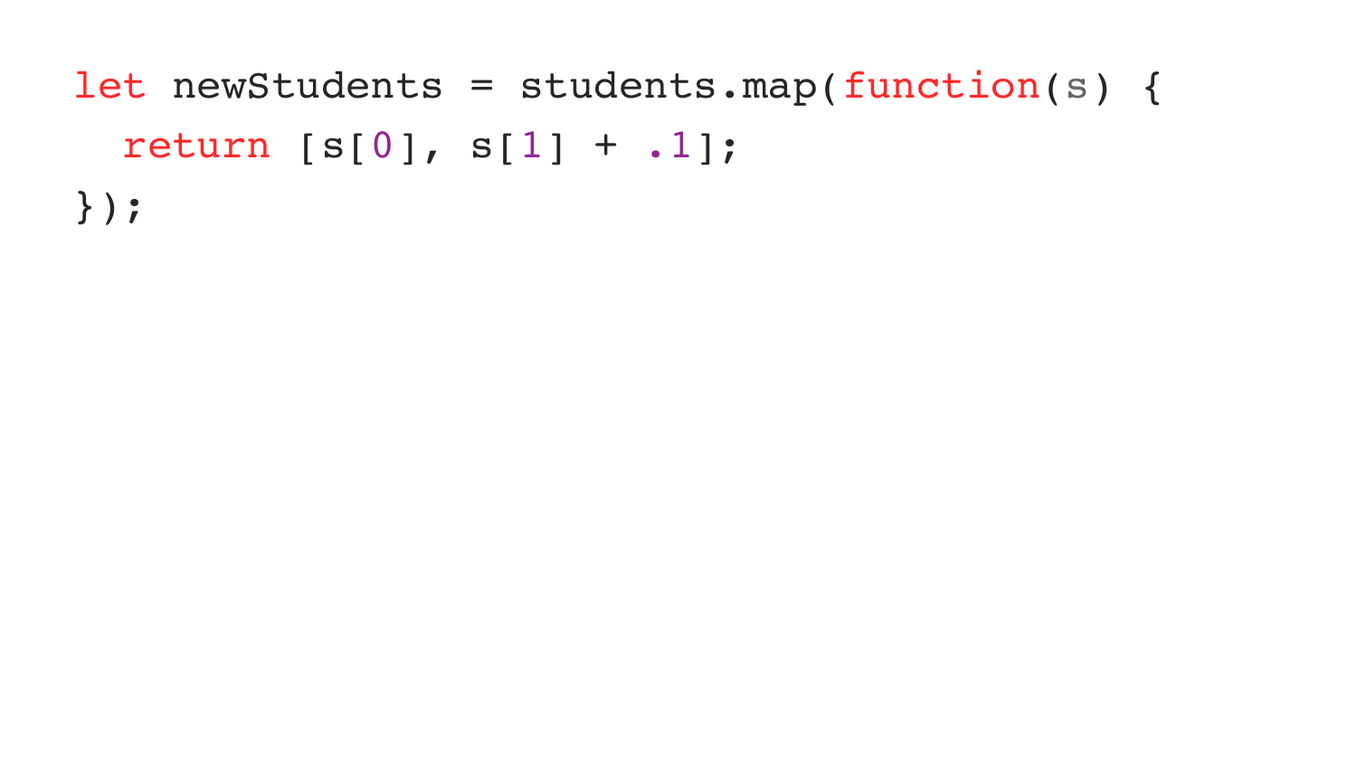```javascript
let newStudents = students.map(function(s) {
  return [s[0], s[1] + .1];
});
```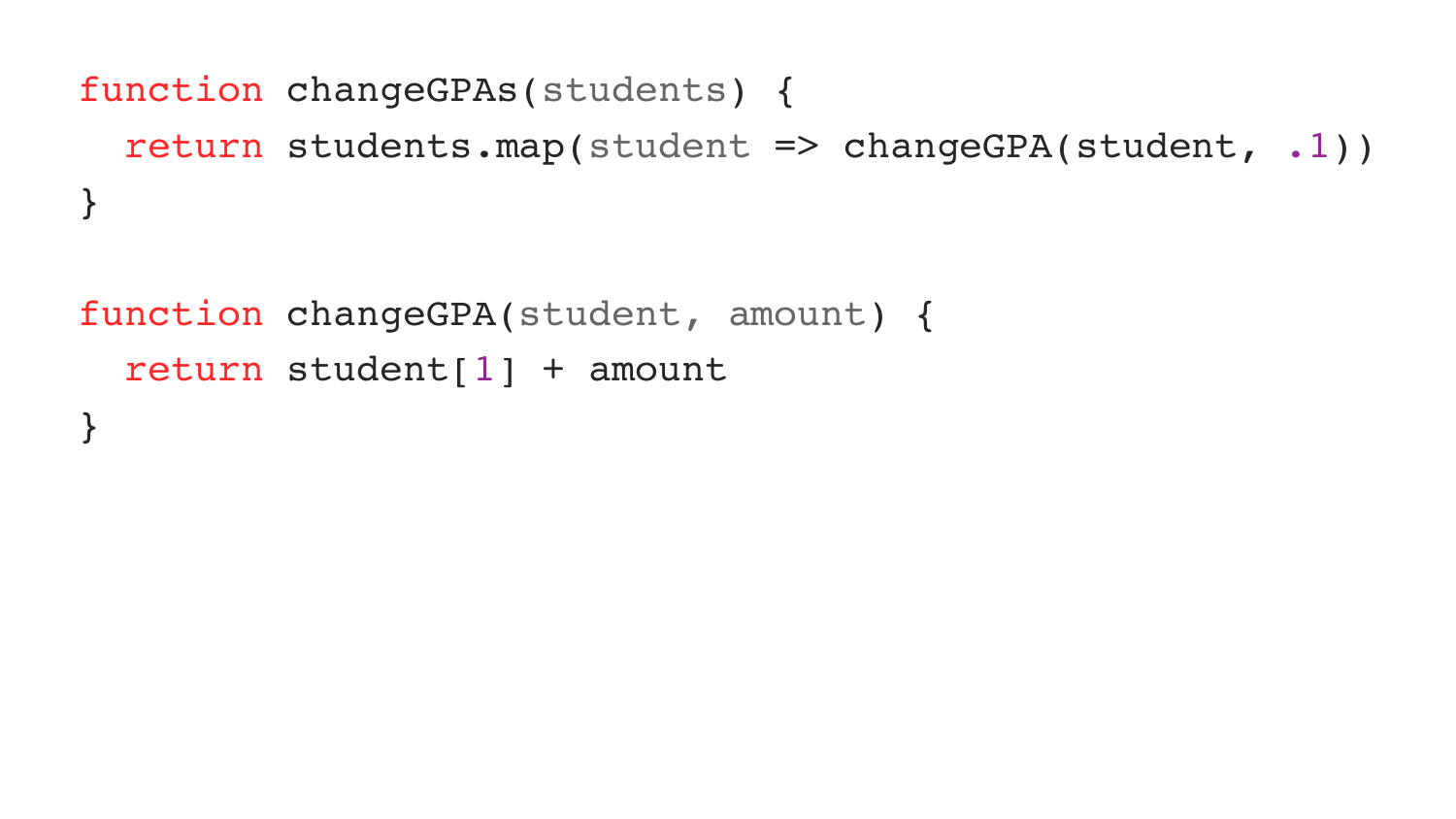```javascript
function changeGPAs(students) {
  return students.map(student => changeGPA(student, .1))
}

function changeGPA(student, amount) {
  return student[1] + amount
}
```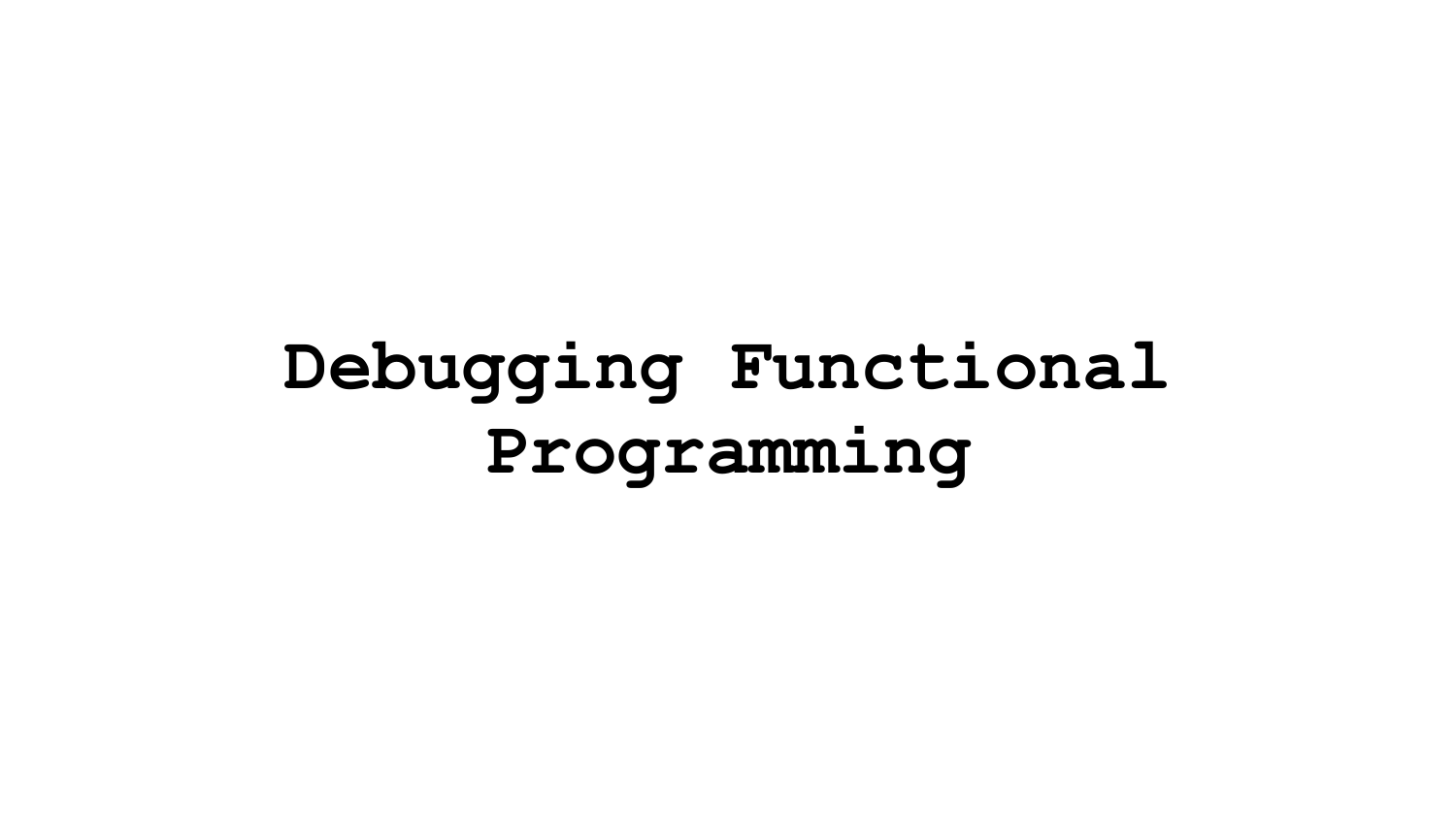# Debugging Functional Programming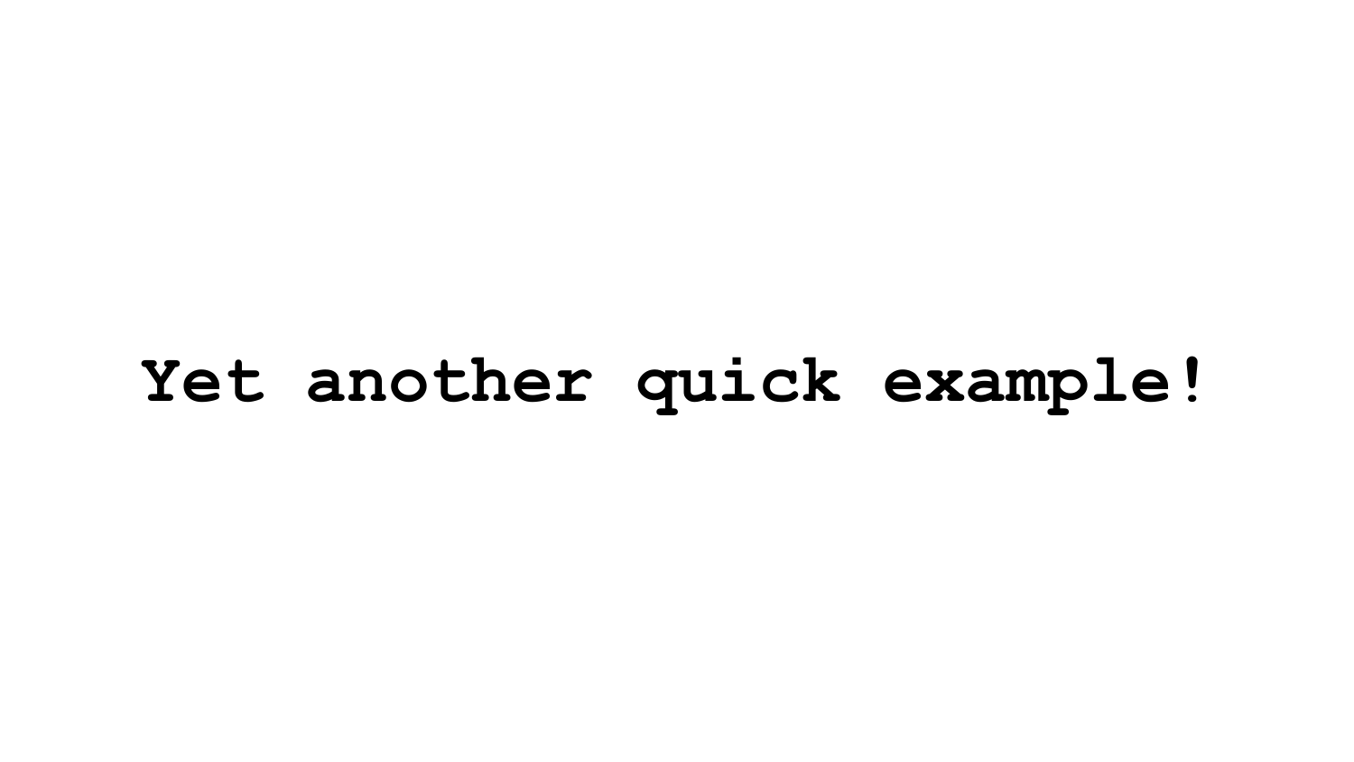**Yet another quick example!**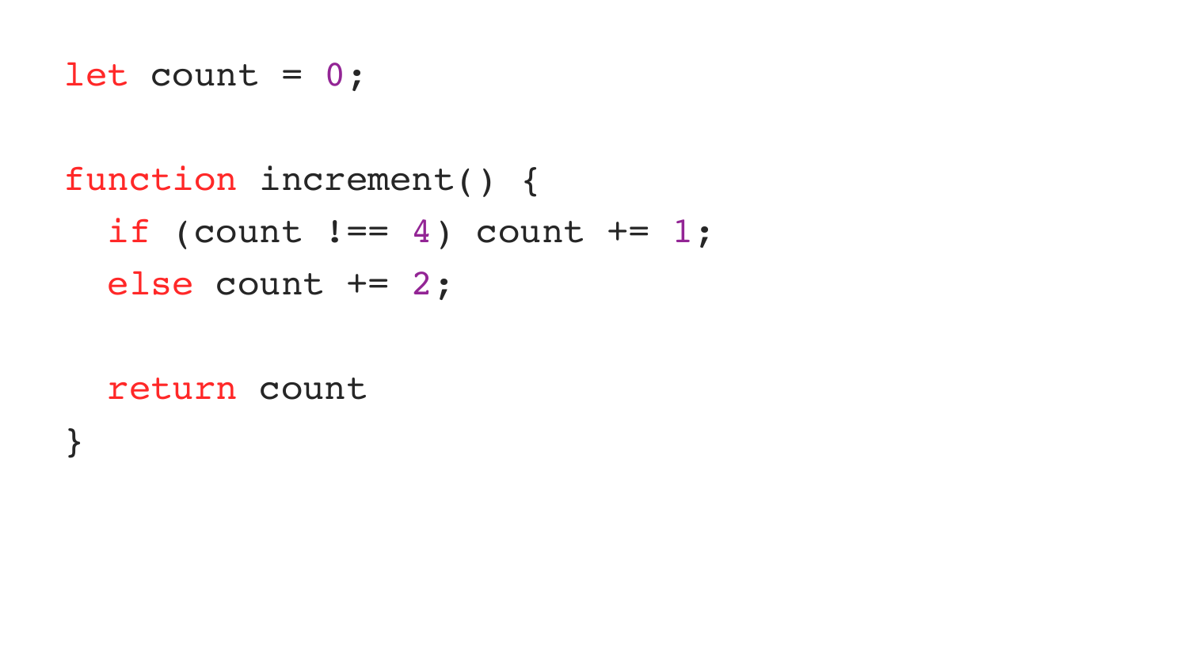```javascript
let count = 0;

function increment() {
  if (count !== 4) count += 1;
  else count += 2;

  return count
}
```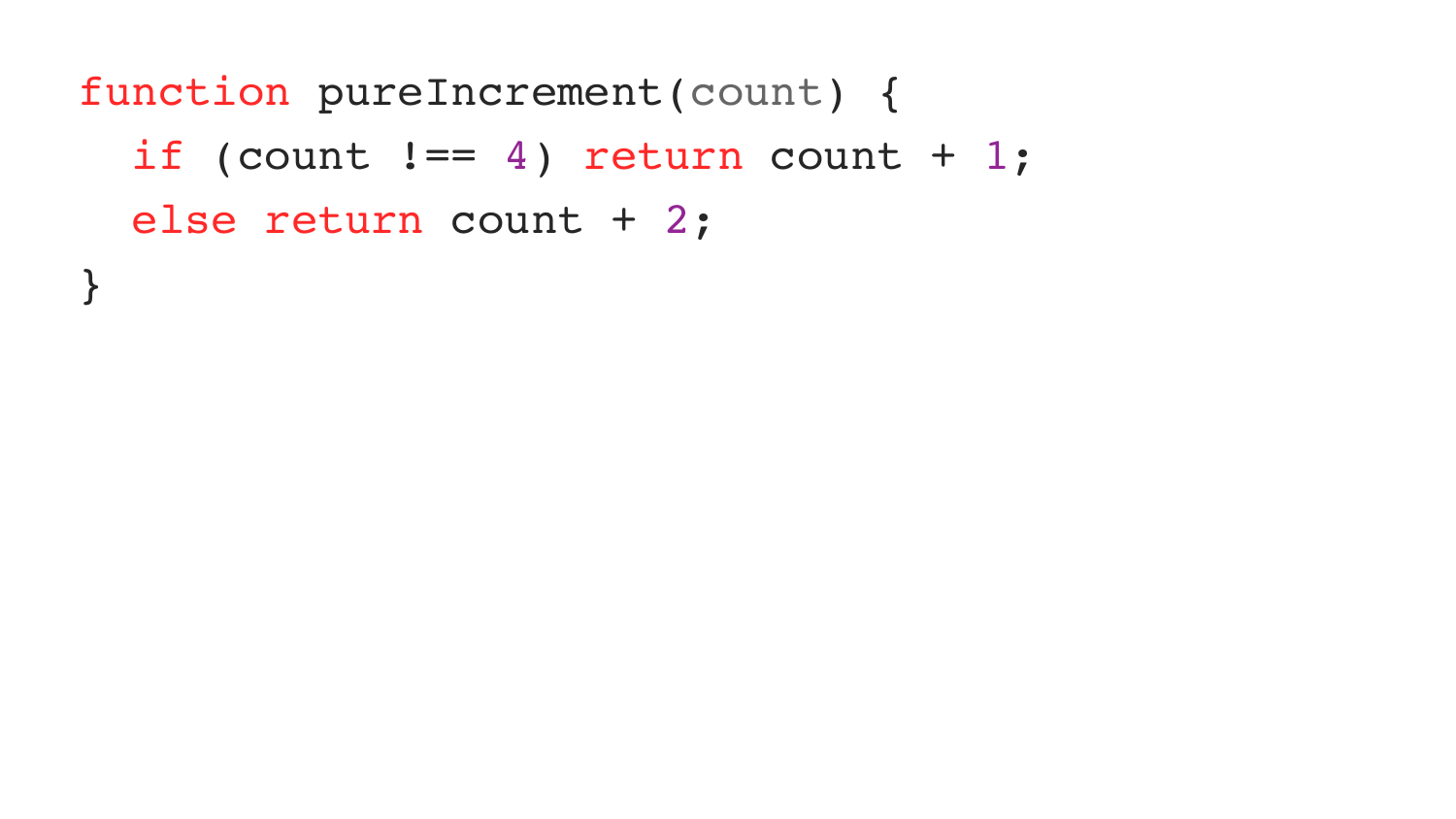```
function pureIncrement(count) {
  if (count !== 4) return count + 1;
  else return count + 2;
}
```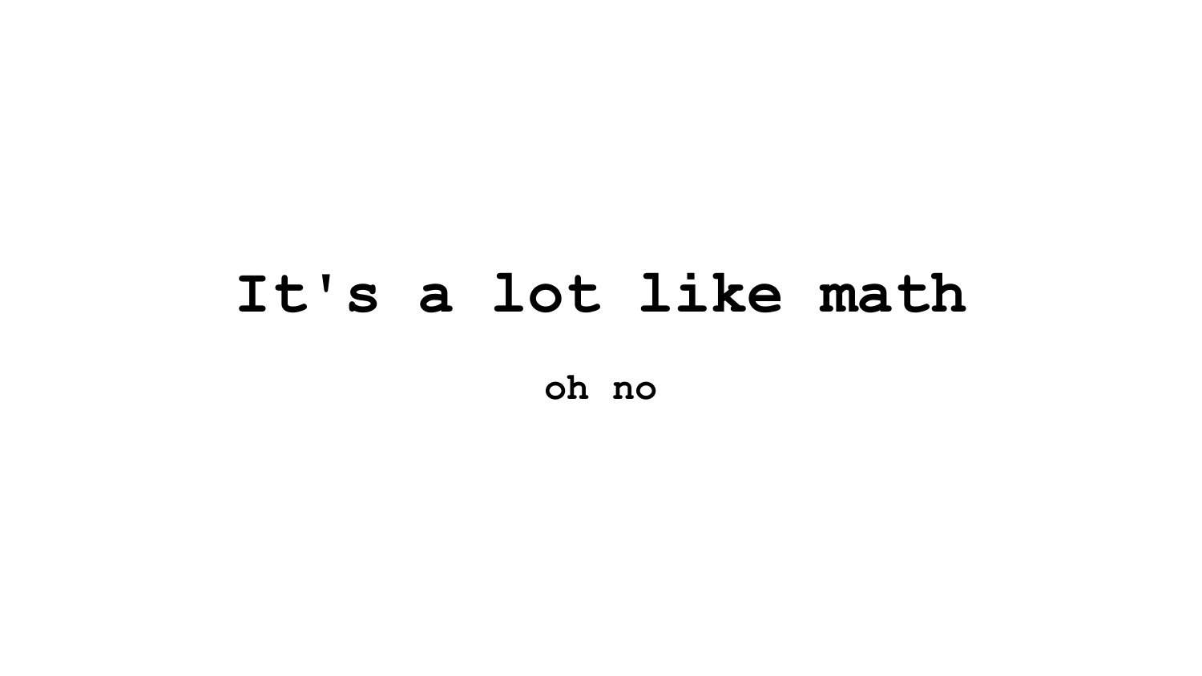# It's a lot like math

oh no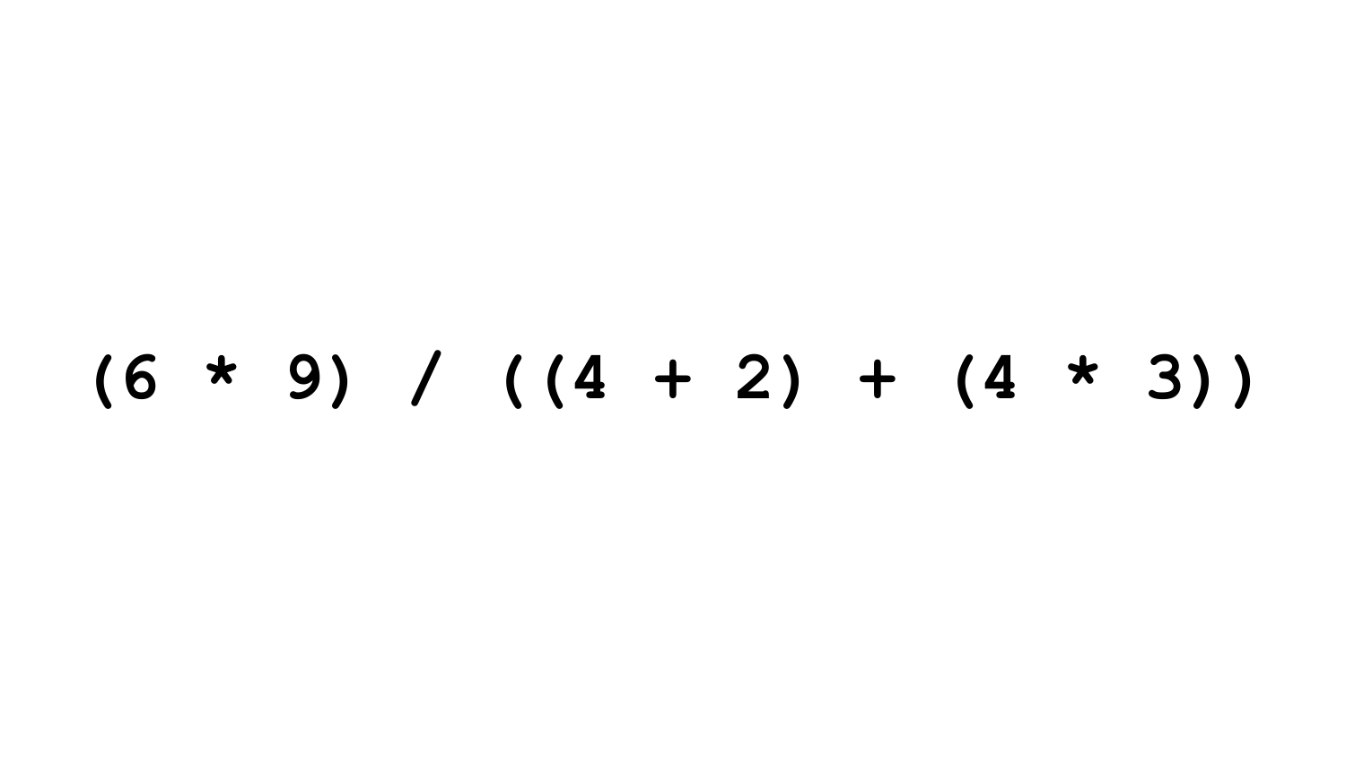(6 * 9) / ((4 + 2) + (4 * 3))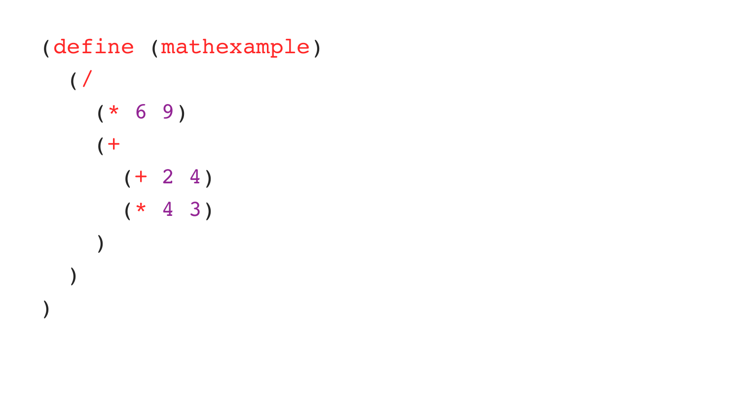```
(define (mathexample)
  (/
    (* 6 9)
    (+
      (+ 2 4)
      (* 4 3)
    )
  )
)
```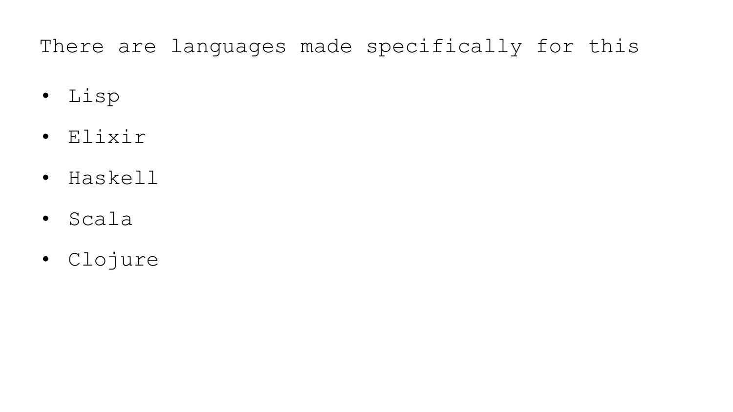There are languages made specifically for this

- Lisp
- Elixir
- Haskell
- Scala
- Clojure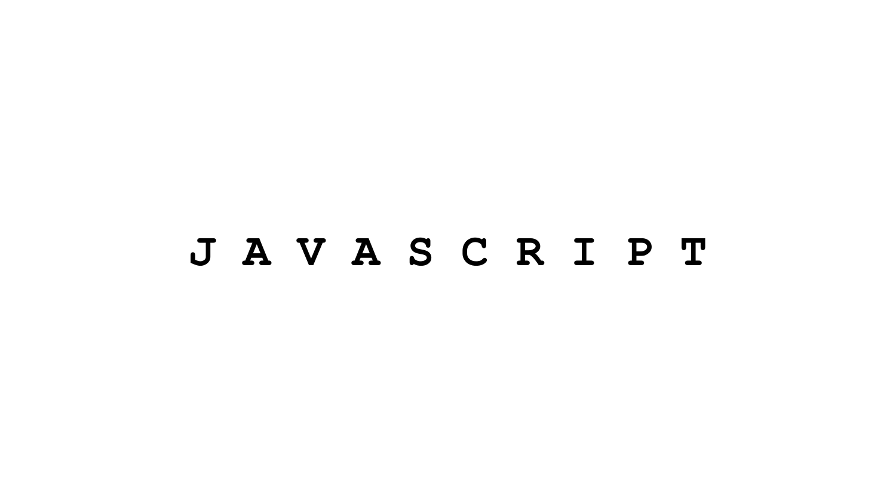# J A V A S C R I P T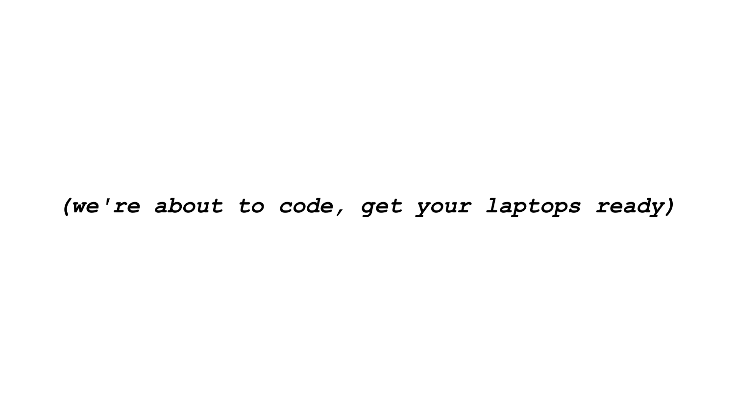***(we're about to code, get your laptops ready)***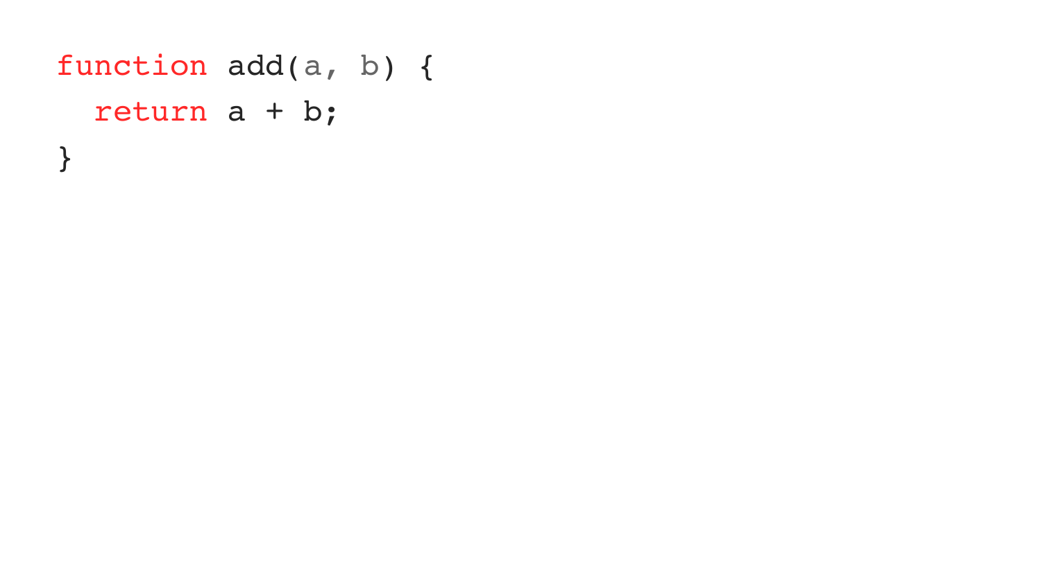```
function add(a, b) {
  return a + b;
}
```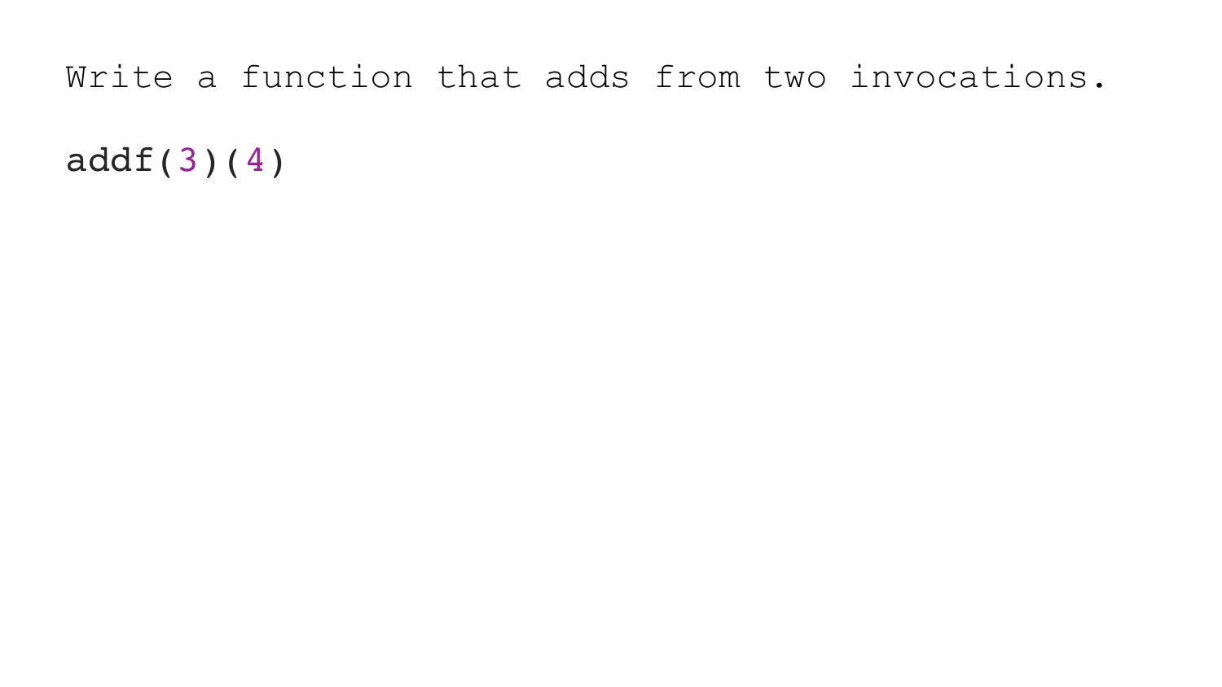Write a function that adds from two invocations.

```
addf(3)(4)
```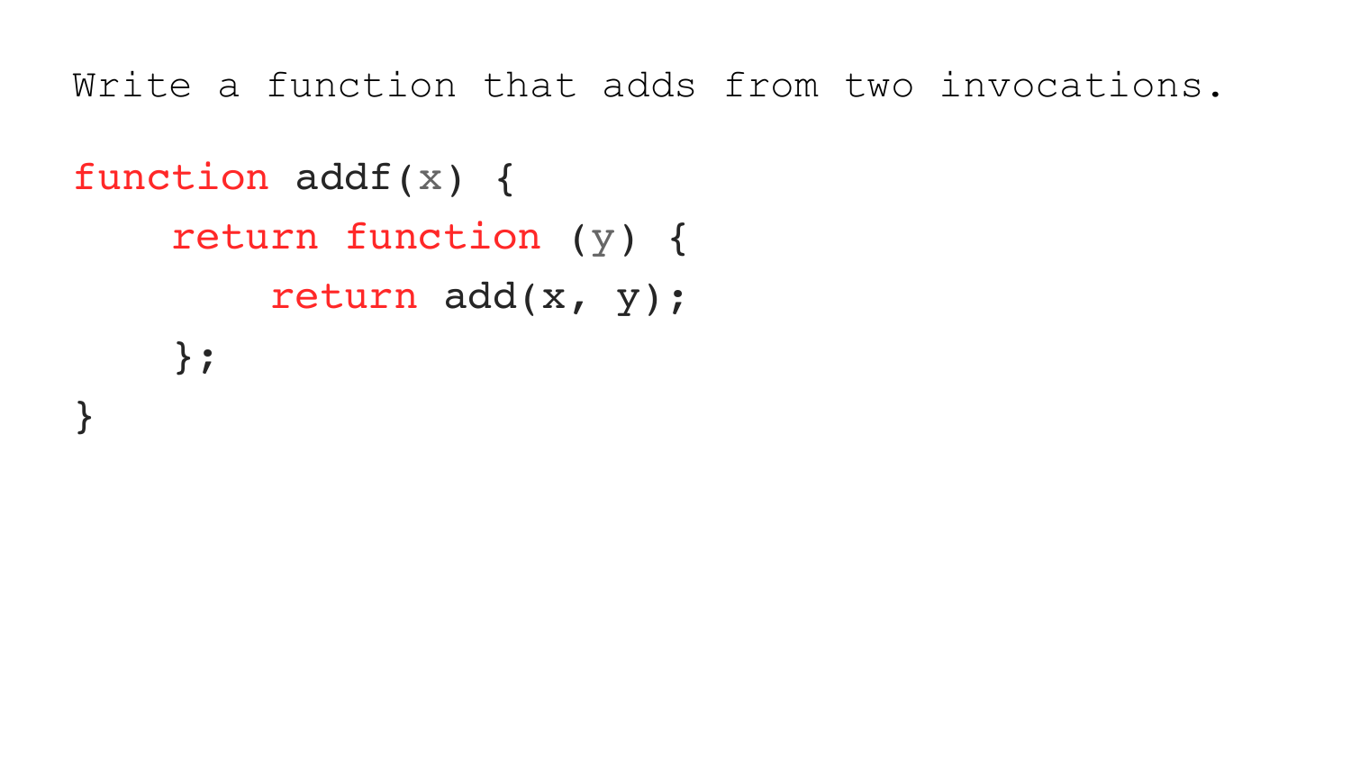Write a function that adds from two invocations.

```
function addf(x) {
    return function (y) {
        return add(x, y);
    };
}
```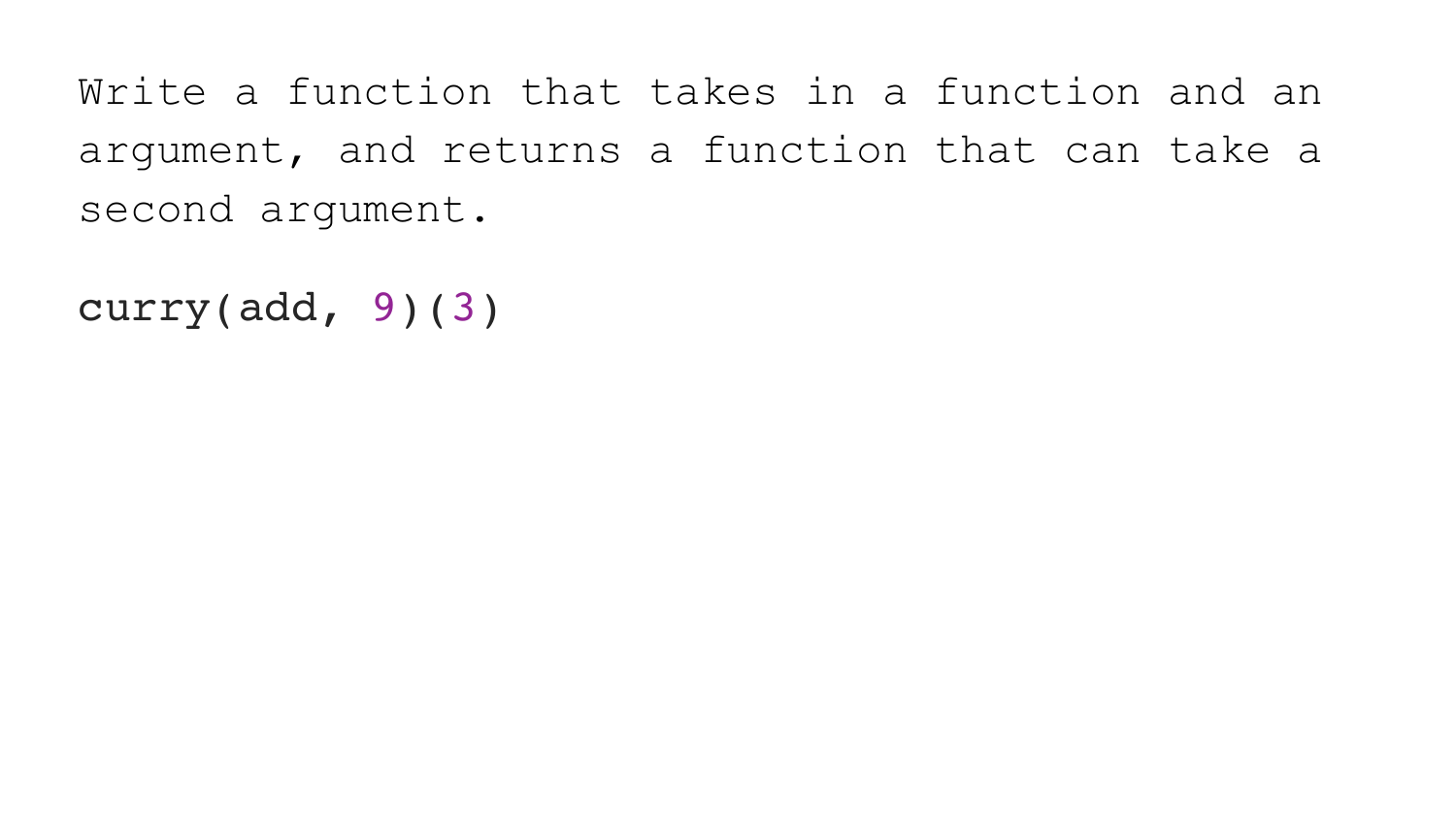Write a function that takes in a function and an argument, and returns a function that can take a second argument.

```
curry(add, 9)(3)
```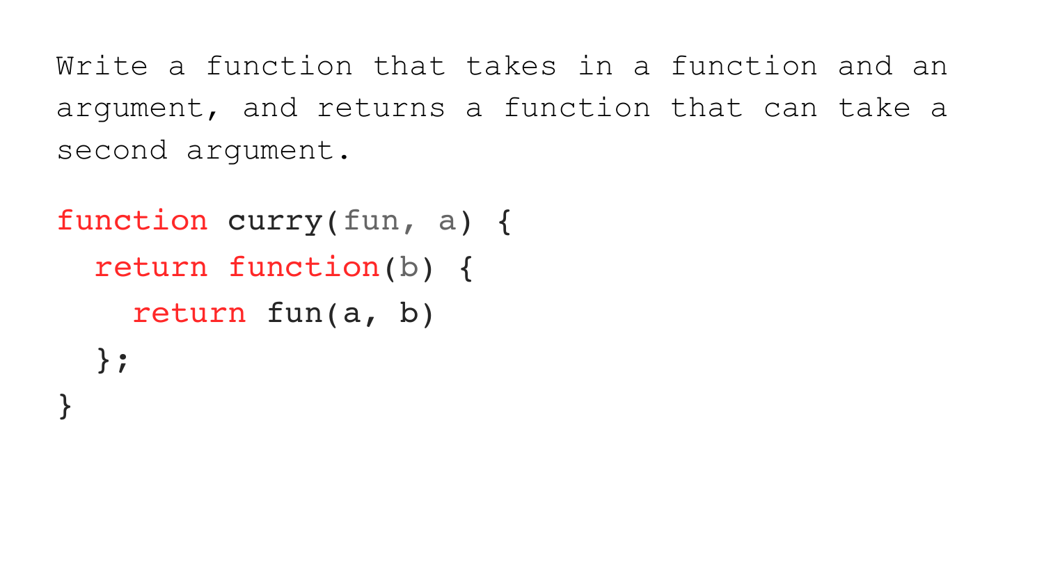Write a function that takes in a function and an argument, and returns a function that can take a second argument.

```
function curry(fun, a) {
  return function(b) {
    return fun(a, b)
  };
}
```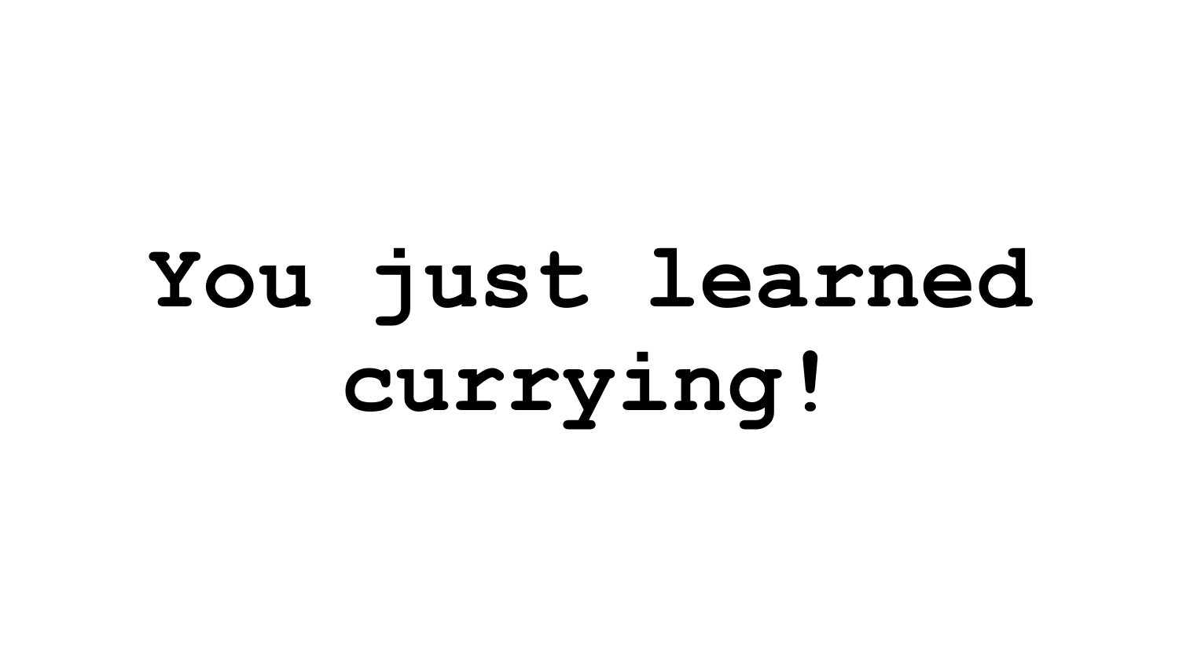# You just learned currying!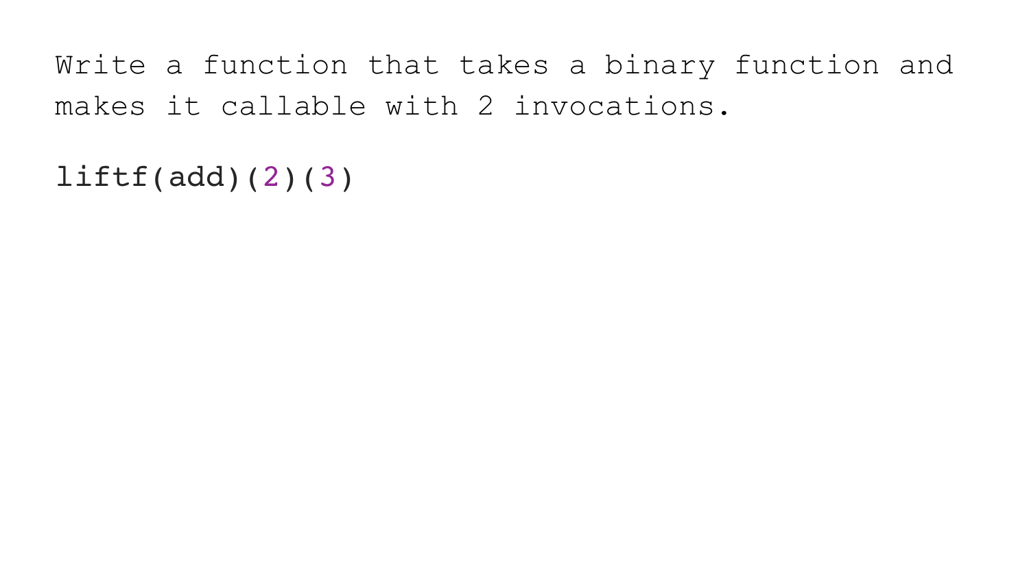Write a function that takes a binary function and makes it callable with 2 invocations.

```
liftf(add)(2)(3)
```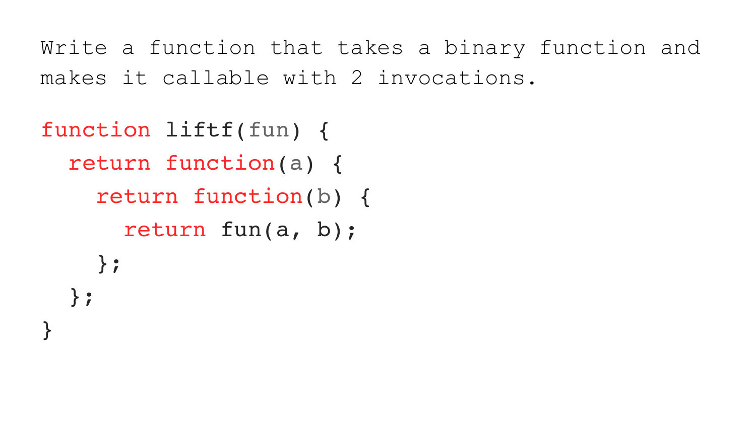Write a function that takes a binary function and makes it callable with 2 invocations.

```
function liftf(fun) {
  return function(a) {
    return function(b) {
      return fun(a, b);
    };
  };
}
```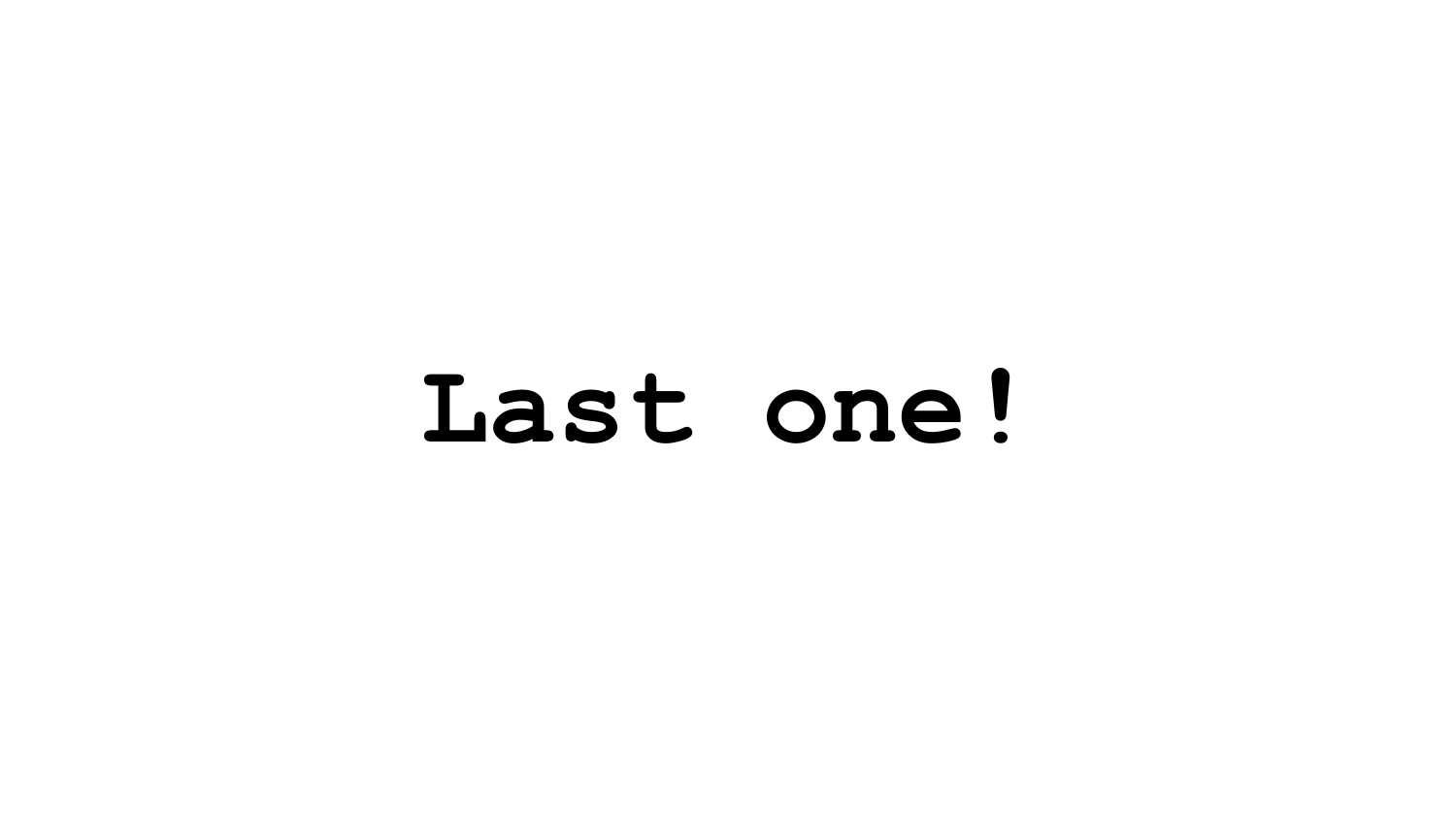# Last one!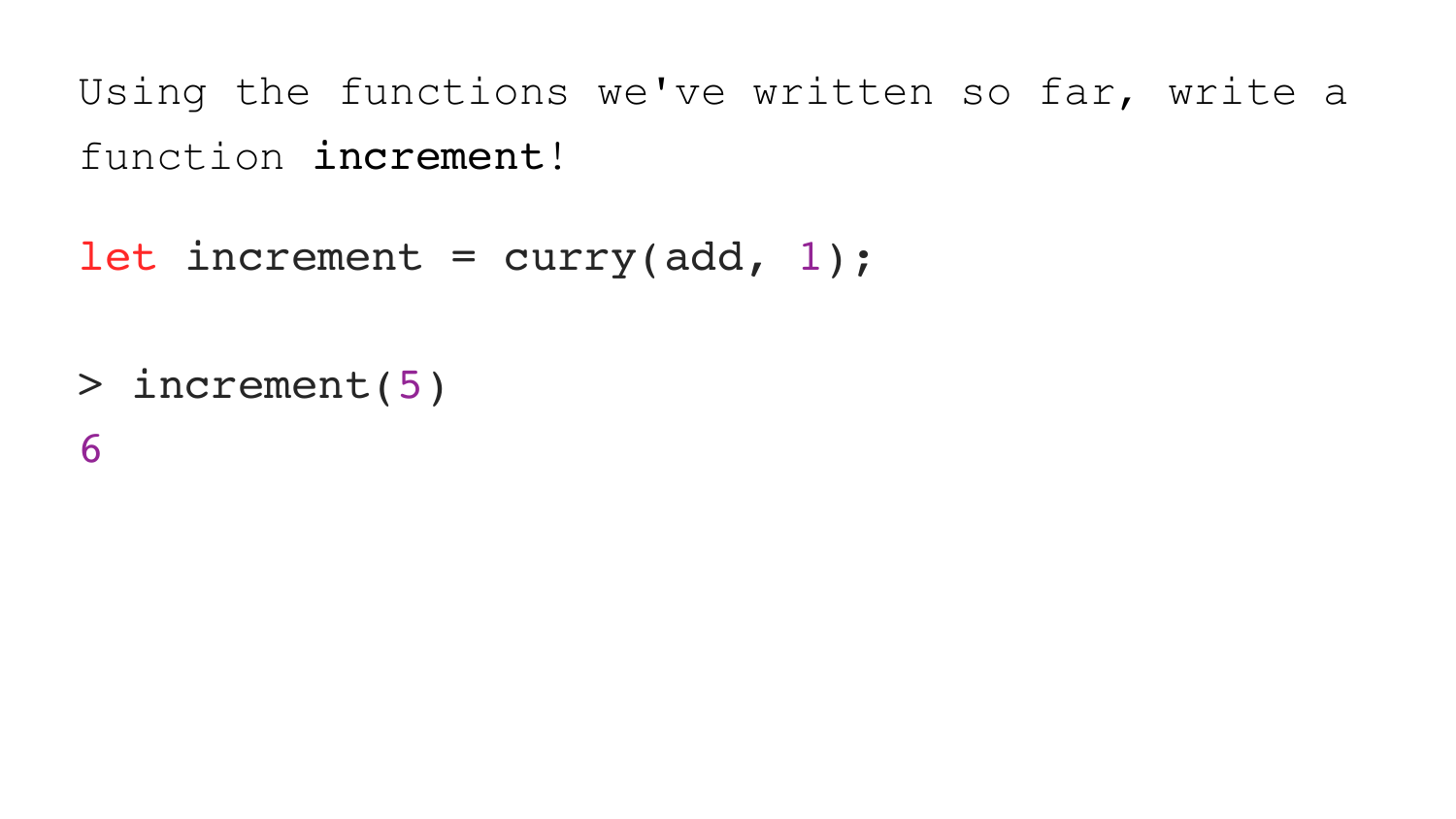Using the functions we've written so far, write a function **increment**!

```
let increment = curry(add, 1);

> increment(5)
6
```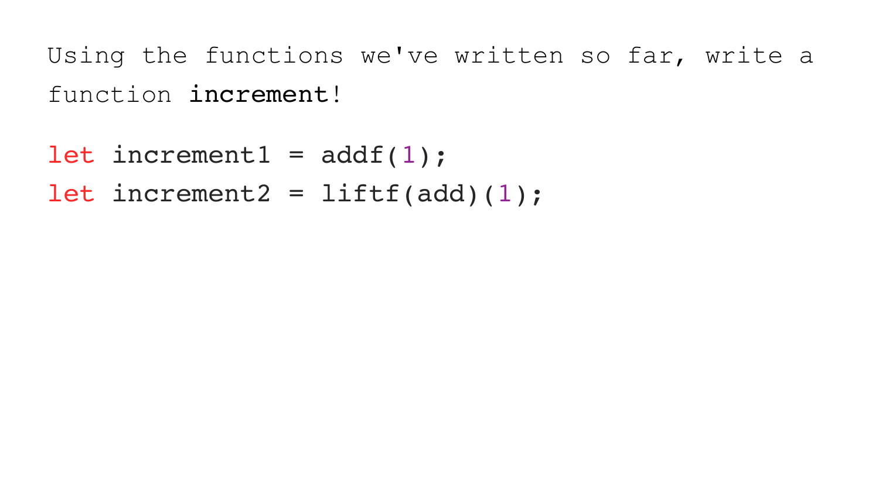Using the functions we've written so far, write a function **increment**!

```
let increment1 = addf(1);
let increment2 = liftf(add)(1);
```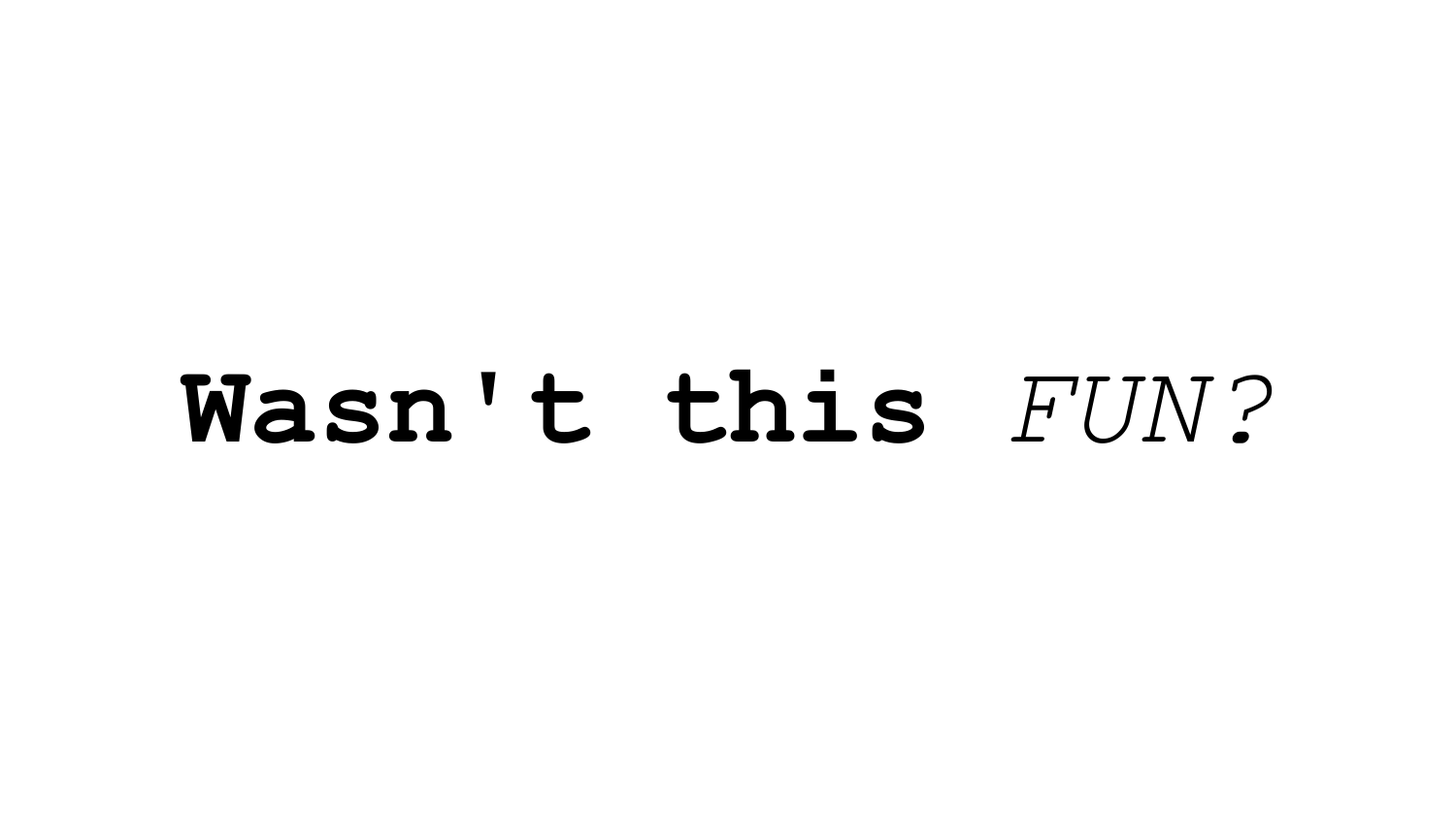**Wasn't this** *FUN?*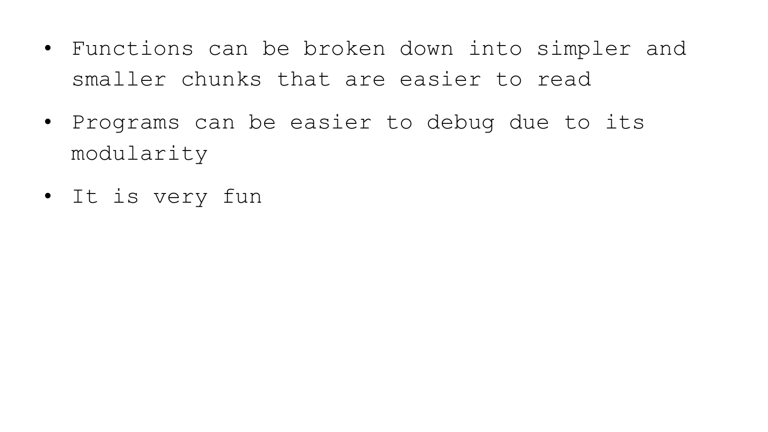- Functions can be broken down into simpler and smaller chunks that are easier to read
- Programs can be easier to debug due to its modularity
- It is very fun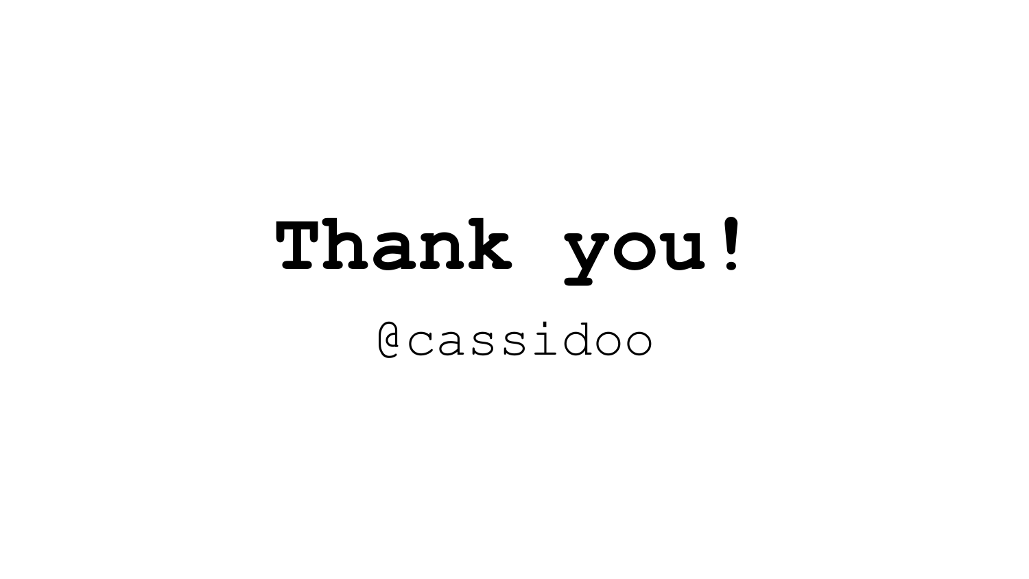# Thank you!

@cassidoo